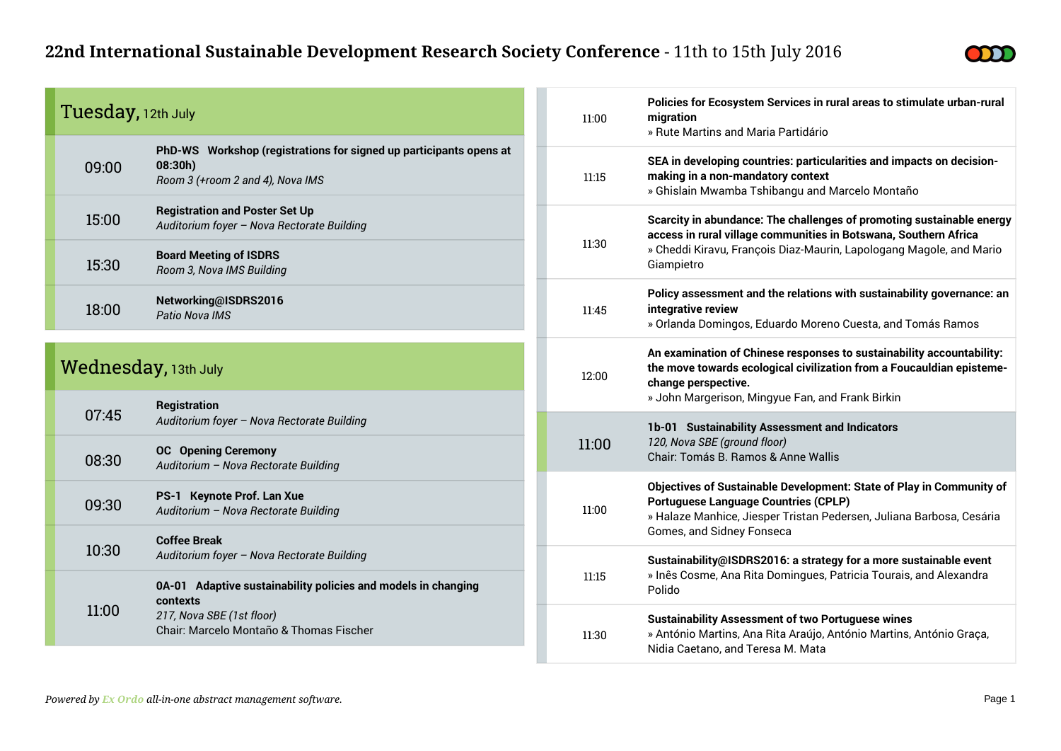# 22nd International Sustainable Development Research Society Conference - 11th to 15th July 2016

## Tuesday, 12th July

**09:00**
**PhD-WS Workshop (registrations for signed up participants opens at 08:30h)**
*Room 3 (+room 2 and 4), Nova IMS*

**15:00**
**Registration and Poster Set Up**
*Auditorium foyer – Nova Rectorate Building*

**15:30**
**Board Meeting of ISDRS**
*Room 3, Nova IMS Building*

**18:00**
**Networking@ISDRS2016**
*Patio Nova IMS*

## Wednesday, 13th July

**07:45**
**Registration**
*Auditorium foyer – Nova Rectorate Building*

**08:30**
**OC Opening Ceremony**
*Auditorium – Nova Rectorate Building*

**09:30**
**PS-1 Keynote Prof. Lan Xue**
*Auditorium – Nova Rectorate Building*

**10:30**
**Coffee Break**
*Auditorium foyer – Nova Rectorate Building*

**11:00**
**0A-01 Adaptive sustainability policies and models in changing contexts**
*217, Nova SBE (1st floor)*
Chair: Marcelo Montaño & Thomas Fischer

11:00
**Policies for Ecosystem Services in rural areas to stimulate urban-rural migration**
» Rute Martins and Maria Partidário

11:15
**SEA in developing countries: particularities and impacts on decision-making in a non-mandatory context**
» Ghislain Mwamba Tshibangu and Marcelo Montaño

11:30
**Scarcity in abundance: The challenges of promoting sustainable energy access in rural village communities in Botswana, Southern Africa**
» Cheddi Kiravu, François Diaz-Maurin, Lapologang Magole, and Mario Giampietro

11:45
**Policy assessment and the relations with sustainability governance: an integrative review**
» Orlanda Domingos, Eduardo Moreno Cuesta, and Tomás Ramos

12:00
**An examination of Chinese responses to sustainability accountability: the move towards ecological civilization from a Foucauldian episteme-change perspective.**
» John Margerison, Mingyue Fan, and Frank Birkin

**11:00**
**1b-01 Sustainability Assessment and Indicators**
*120, Nova SBE (ground floor)*
Chair: Tomás B. Ramos & Anne Wallis

11:00
**Objectives of Sustainable Development: State of Play in Community of Portuguese Language Countries (CPLP)**
» Halaze Manhice, Jiesper Tristan Pedersen, Juliana Barbosa, Cesária Gomes, and Sidney Fonseca

11:15
**Sustainability@ISDRS2016: a strategy for a more sustainable event**
» Inês Cosme, Ana Rita Domingues, Patricia Tourais, and Alexandra Polido

11:30
**Sustainability Assessment of two Portuguese wines**
» António Martins, Ana Rita Araújo, António Martins, António Graça, Nidia Caetano, and Teresa M. Mata

*Powered by Ex Ordo all-in-one abstract management software.*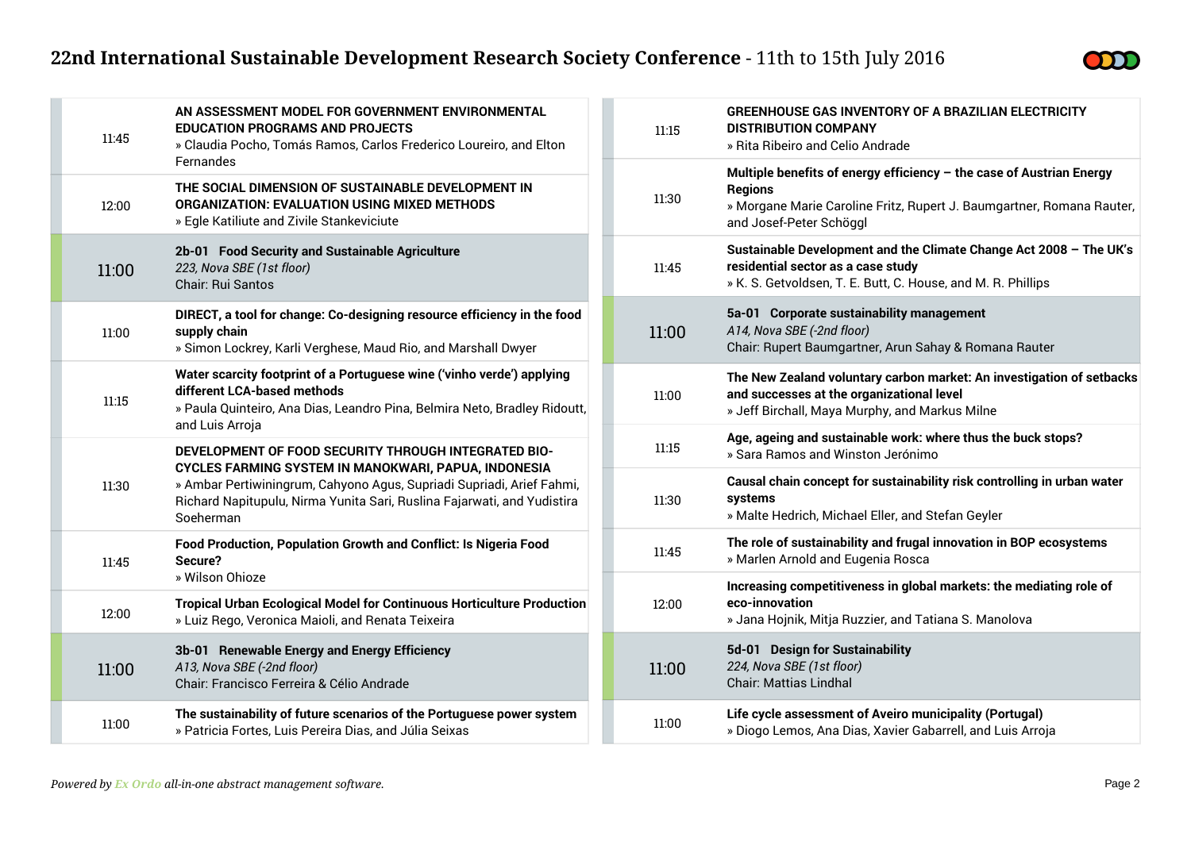| Time | Session / Paper |
|---|---|
| 11:45 | **AN ASSESSMENT MODEL FOR GOVERNMENT ENVIRONMENTAL EDUCATION PROGRAMS AND PROJECTS** » Claudia Pocho, Tomás Ramos, Carlos Frederico Loureiro, and Elton Fernandes |
| 12:00 | **THE SOCIAL DIMENSION OF SUSTAINABLE DEVELOPMENT IN ORGANIZATION: EVALUATION USING MIXED METHODS** » Egle Katiliute and Zivile Stankeviciute |

| Time | Session / Paper |
|---|---|
| **11:00** | **2b-01 Food Security and Sustainable Agriculture** *223, Nova SBE (1st floor)* Chair: Rui Santos |
| 11:00 | **DIRECT, a tool for change: Co-designing resource efficiency in the food supply chain** » Simon Lockrey, Karli Verghese, Maud Rio, and Marshall Dwyer |
| 11:15 | **Water scarcity footprint of a Portuguese wine ('vinho verde') applying different LCA-based methods** » Paula Quinteiro, Ana Dias, Leandro Pina, Belmira Neto, Bradley Ridoutt, and Luis Arroja |
| 11:30 | **DEVELOPMENT OF FOOD SECURITY THROUGH INTEGRATED BIO-CYCLES FARMING SYSTEM IN MANOKWARI, PAPUA, INDONESIA** » Ambar Pertiwiningrum, Cahyono Agus, Supriadi Supriadi, Arief Fahmi, Richard Napitupulu, Nirma Yunita Sari, Ruslina Fajarwati, and Yudistira Soeherman |
| 11:45 | **Food Production, Population Growth and Conflict: Is Nigeria Food Secure?** » Wilson Ohioze |
| 12:00 | **Tropical Urban Ecological Model for Continuous Horticulture Production** » Luiz Rego, Veronica Maioli, and Renata Teixeira |

| Time | Session / Paper |
|---|---|
| **11:00** | **3b-01 Renewable Energy and Energy Efficiency** *A13, Nova SBE (-2nd floor)* Chair: Francisco Ferreira & Célio Andrade |
| 11:00 | **The sustainability of future scenarios of the Portuguese power system** » Patricia Fortes, Luis Pereira Dias, and Júlia Seixas |
| 11:15 | **GREENHOUSE GAS INVENTORY OF A BRAZILIAN ELECTRICITY DISTRIBUTION COMPANY** » Rita Ribeiro and Celio Andrade |
| 11:30 | **Multiple benefits of energy efficiency – the case of Austrian Energy Regions** » Morgane Marie Caroline Fritz, Rupert J. Baumgartner, Romana Rauter, and Josef-Peter Schöggl |
| 11:45 | **Sustainable Development and the Climate Change Act 2008 – The UK's residential sector as a case study** » K. S. Getvoldsen, T. E. Butt, C. House, and M. R. Phillips |

| Time | Session / Paper |
|---|---|
| **11:00** | **5a-01 Corporate sustainability management** *A14, Nova SBE (-2nd floor)* Chair: Rupert Baumgartner, Arun Sahay & Romana Rauter |
| 11:00 | **The New Zealand voluntary carbon market: An investigation of setbacks and successes at the organizational level** » Jeff Birchall, Maya Murphy, and Markus Milne |
| 11:15 | **Age, ageing and sustainable work: where thus the buck stops?** » Sara Ramos and Winston Jerónimo |
| 11:30 | **Causal chain concept for sustainability risk controlling in urban water systems** » Malte Hedrich, Michael Eller, and Stefan Geyler |
| 11:45 | **The role of sustainability and frugal innovation in BOP ecosystems** » Marlen Arnold and Eugenia Rosca |
| 12:00 | **Increasing competitiveness in global markets: the mediating role of eco-innovation** » Jana Hojnik, Mitja Ruzzier, and Tatiana S. Manolova |

| Time | Session / Paper |
|---|---|
| **11:00** | **5d-01 Design for Sustainability** *224, Nova SBE (1st floor)* Chair: Mattias Lindhal |
| 11:00 | **Life cycle assessment of Aveiro municipality (Portugal)** » Diogo Lemos, Ana Dias, Xavier Gabarrell, and Luis Arroja |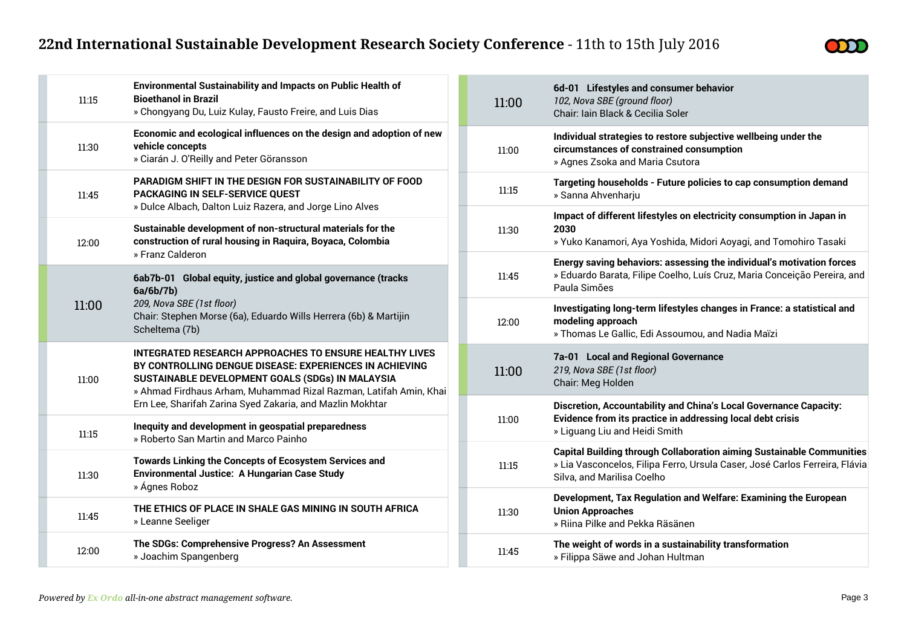| | |
|---|---|
| 11:15 | **Environmental Sustainability and Impacts on Public Health of Bioethanol in Brazil**<br>» Chongyang Du, Luiz Kulay, Fausto Freire, and Luis Dias |
| 11:30 | **Economic and ecological influences on the design and adoption of new vehicle concepts**<br>» Ciarán J. O'Reilly and Peter Göransson |
| 11:45 | **PARADIGM SHIFT IN THE DESIGN FOR SUSTAINABILITY OF FOOD PACKAGING IN SELF-SERVICE QUEST**<br>» Dulce Albach, Dalton Luiz Razera, and Jorge Lino Alves |
| 12:00 | **Sustainable development of non-structural materials for the construction of rural housing in Raquira, Boyaca, Colombia**<br>» Franz Calderon |

| | |
|---|---|
| 11:00 | **6ab7b-01 Global equity, justice and global governance (tracks 6a/6b/7b)**<br>*209, Nova SBE (1st floor)*<br>Chair: Stephen Morse (6a), Eduardo Wills Herrera (6b) & Martijin Scheltema (7b) |
| 11:00 | **INTEGRATED RESEARCH APPROACHES TO ENSURE HEALTHY LIVES BY CONTROLLING DENGUE DISEASE: EXPERIENCES IN ACHIEVING SUSTAINABLE DEVELOPMENT GOALS (SDGs) IN MALAYSIA**<br>» Ahmad Firdhaus Arham, Muhammad Rizal Razman, Latifah Amin, Khai Ern Lee, Sharifah Zarina Syed Zakaria, and Mazlin Mokhtar |
| 11:15 | **Inequity and development in geospatial preparedness**<br>» Roberto San Martin and Marco Painho |
| 11:30 | **Towards Linking the Concepts of Ecosystem Services and Environmental Justice: A Hungarian Case Study**<br>» Ágnes Roboz |
| 11:45 | **THE ETHICS OF PLACE IN SHALE GAS MINING IN SOUTH AFRICA**<br>» Leanne Seeliger |
| 12:00 | **The SDGs: Comprehensive Progress? An Assessment**<br>» Joachim Spangenberg |

| | |
|---|---|
| 11:00 | **6d-01 Lifestyles and consumer behavior**<br>*102, Nova SBE (ground floor)*<br>Chair: Iain Black & Cecilia Soler |
| 11:00 | **Individual strategies to restore subjective wellbeing under the circumstances of constrained consumption**<br>» Agnes Zsoka and Maria Csutora |
| 11:15 | **Targeting households - Future policies to cap consumption demand**<br>» Sanna Ahvenharju |
| 11:30 | **Impact of different lifestyles on electricity consumption in Japan in 2030**<br>» Yuko Kanamori, Aya Yoshida, Midori Aoyagi, and Tomohiro Tasaki |
| 11:45 | **Energy saving behaviors: assessing the individual's motivation forces**<br>» Eduardo Barata, Filipe Coelho, Luís Cruz, Maria Conceição Pereira, and Paula Simões |
| 12:00 | **Investigating long-term lifestyles changes in France: a statistical and modeling approach**<br>» Thomas Le Gallic, Edi Assoumou, and Nadia Maïzi |

| | |
|---|---|
| 11:00 | **7a-01 Local and Regional Governance**<br>*219, Nova SBE (1st floor)*<br>Chair: Meg Holden |
| 11:00 | **Discretion, Accountability and China's Local Governance Capacity: Evidence from its practice in addressing local debt crisis**<br>» Liguang Liu and Heidi Smith |
| 11:15 | **Capital Building through Collaboration aiming Sustainable Communities**<br>» Lia Vasconcelos, Filipa Ferro, Ursula Caser, José Carlos Ferreira, Flávia Silva, and Marilisa Coelho |
| 11:30 | **Development, Tax Regulation and Welfare: Examining the European Union Approaches**<br>» Riina Pilke and Pekka Räsänen |
| 11:45 | **The weight of words in a sustainability transformation**<br>» Filippa Säwe and Johan Hultman |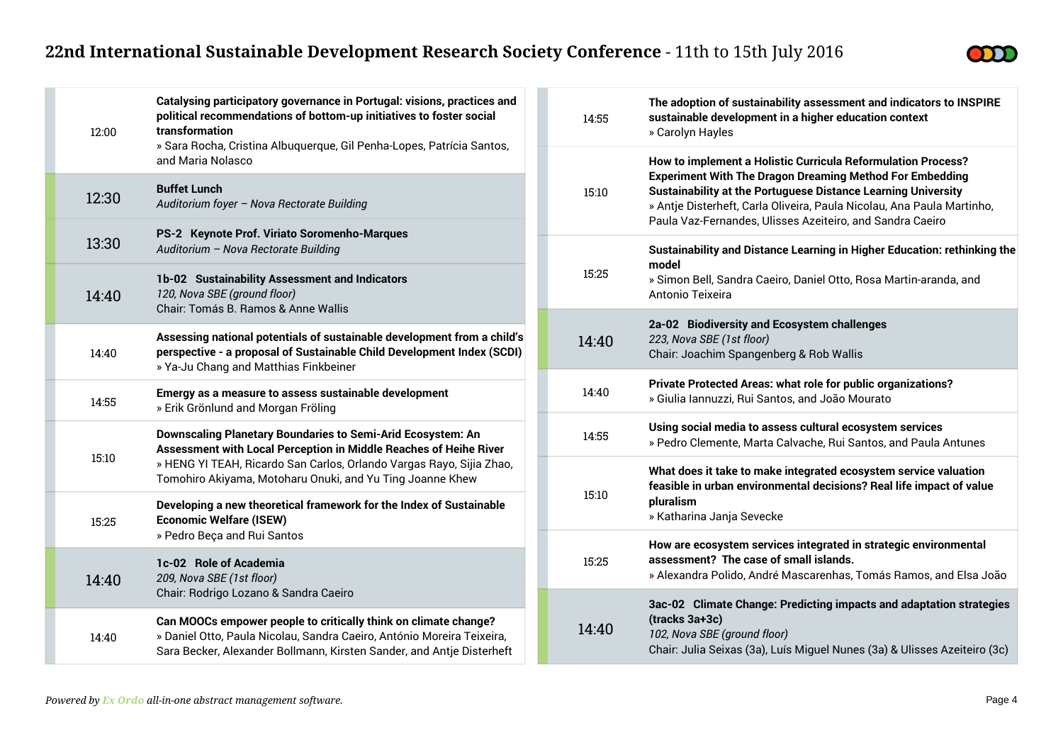12:00 — **Catalysing participatory governance in Portugal: visions, practices and political recommendations of bottom-up initiatives to foster social transformation**
» Sara Rocha, Cristina Albuquerque, Gil Penha-Lopes, Patrícia Santos, and Maria Nolasco

### 12:30 — Buffet Lunch
*Auditorium foyer – Nova Rectorate Building*

### 13:30 — PS-2 Keynote Prof. Viriato Soromenho-Marques
*Auditorium – Nova Rectorate Building*

### 14:40 — 1b-02 Sustainability Assessment and Indicators
*120, Nova SBE (ground floor)*
Chair: Tomás B. Ramos & Anne Wallis

14:40 — **Assessing national potentials of sustainable development from a child's perspective - a proposal of Sustainable Child Development Index (SCDI)**
» Ya-Ju Chang and Matthias Finkbeiner

14:55 — **Emergy as a measure to assess sustainable development**
» Erik Grönlund and Morgan Fröling

15:10 — **Downscaling Planetary Boundaries to Semi-Arid Ecosystem: An Assessment with Local Perception in Middle Reaches of Heihe River**
» HENG YI TEAH, Ricardo San Carlos, Orlando Vargas Rayo, Sijia Zhao, Tomohiro Akiyama, Motoharu Onuki, and Yu Ting Joanne Khew

15:25 — **Developing a new theoretical framework for the Index of Sustainable Economic Welfare (ISEW)**
» Pedro Beça and Rui Santos

### 14:40 — 1c-02 Role of Academia
*209, Nova SBE (1st floor)*
Chair: Rodrigo Lozano & Sandra Caeiro

14:40 — **Can MOOCs empower people to critically think on climate change?**
» Daniel Otto, Paula Nicolau, Sandra Caeiro, António Moreira Teixeira, Sara Becker, Alexander Bollmann, Kirsten Sander, and Antje Disterheft

14:55 — **The adoption of sustainability assessment and indicators to INSPIRE sustainable development in a higher education context**
» Carolyn Hayles

15:10 — **How to implement a Holistic Curricula Reformulation Process? Experiment With The Dragon Dreaming Method For Embedding Sustainability at the Portuguese Distance Learning University**
» Antje Disterheft, Carla Oliveira, Paula Nicolau, Ana Paula Martinho, Paula Vaz-Fernandes, Ulisses Azeiteiro, and Sandra Caeiro

15:25 — **Sustainability and Distance Learning in Higher Education: rethinking the model**
» Simon Bell, Sandra Caeiro, Daniel Otto, Rosa Martin-aranda, and Antonio Teixeira

### 14:40 — 2a-02 Biodiversity and Ecosystem challenges
*223, Nova SBE (1st floor)*
Chair: Joachim Spangenberg & Rob Wallis

14:40 — **Private Protected Areas: what role for public organizations?**
» Giulia Iannuzzi, Rui Santos, and João Mourato

14:55 — **Using social media to assess cultural ecosystem services**
» Pedro Clemente, Marta Calvache, Rui Santos, and Paula Antunes

15:10 — **What does it take to make integrated ecosystem service valuation feasible in urban environmental decisions? Real life impact of value pluralism**
» Katharina Janja Sevecke

15:25 — **How are ecosystem services integrated in strategic environmental assessment? The case of small islands.**
» Alexandra Polido, André Mascarenhas, Tomás Ramos, and Elsa João

### 14:40 — 3ac-02 Climate Change: Predicting impacts and adaptation strategies (tracks 3a+3c)
*102, Nova SBE (ground floor)*
Chair: Julia Seixas (3a), Luís Miguel Nunes (3a) & Ulisses Azeiteiro (3c)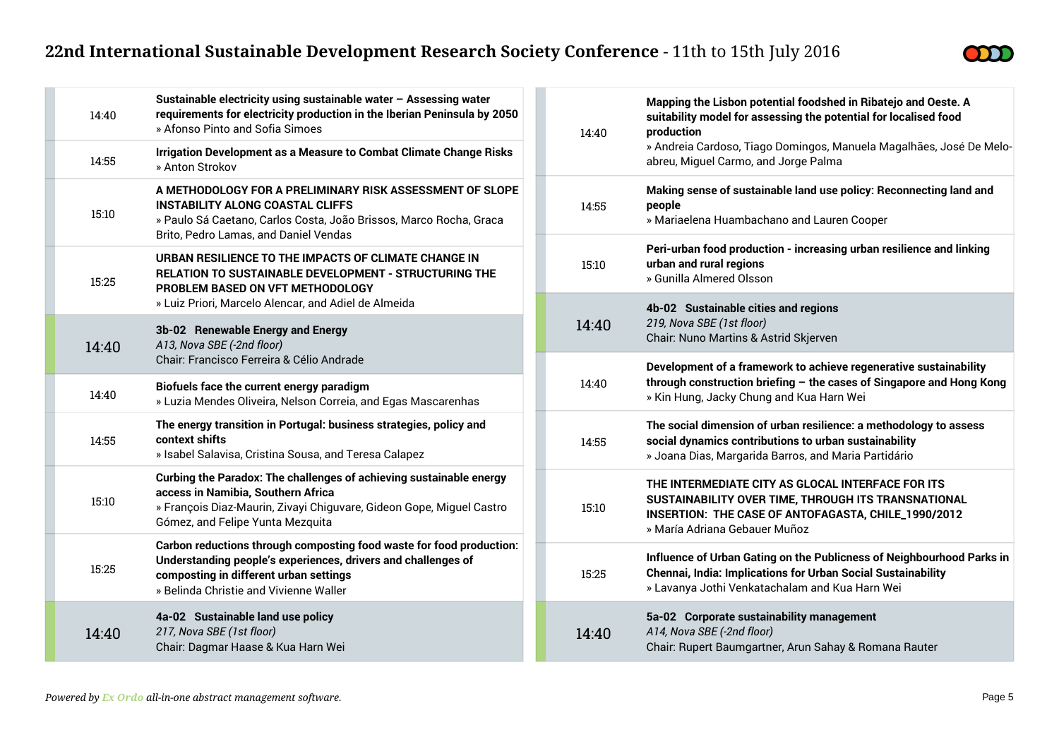| | |
|---|---|
| 14:40 | **Sustainable electricity using sustainable water – Assessing water requirements for electricity production in the Iberian Peninsula by 2050**<br>» Afonso Pinto and Sofia Simoes |
| 14:55 | **Irrigation Development as a Measure to Combat Climate Change Risks**<br>» Anton Strokov |
| 15:10 | **A METHODOLOGY FOR A PRELIMINARY RISK ASSESSMENT OF SLOPE INSTABILITY ALONG COASTAL CLIFFS**<br>» Paulo Sá Caetano, Carlos Costa, João Brissos, Marco Rocha, Graca Brito, Pedro Lamas, and Daniel Vendas |
| 15:25 | **URBAN RESILIENCE TO THE IMPACTS OF CLIMATE CHANGE IN RELATION TO SUSTAINABLE DEVELOPMENT - STRUCTURING THE PROBLEM BASED ON VFT METHODOLOGY**<br>» Luiz Priori, Marcelo Alencar, and Adiel de Almeida |

## 14:40 — 3b-02 Renewable Energy and Energy

*A13, Nova SBE (-2nd floor)*

Chair: Francisco Ferreira & Célio Andrade

| | |
|---|---|
| 14:40 | **Biofuels face the current energy paradigm**<br>» Luzia Mendes Oliveira, Nelson Correia, and Egas Mascarenhas |
| 14:55 | **The energy transition in Portugal: business strategies, policy and context shifts**<br>» Isabel Salavisa, Cristina Sousa, and Teresa Calapez |
| 15:10 | **Curbing the Paradox: The challenges of achieving sustainable energy access in Namibia, Southern Africa**<br>» François Diaz-Maurin, Zivayi Chiguvare, Gideon Gope, Miguel Castro Gómez, and Felipe Yunta Mezquita |
| 15:25 | **Carbon reductions through composting food waste for food production: Understanding people's experiences, drivers and challenges of composting in different urban settings**<br>» Belinda Christie and Vivienne Waller |

## 14:40 — 4a-02 Sustainable land use policy

*217, Nova SBE (1st floor)*

Chair: Dagmar Haase & Kua Harn Wei

| | |
|---|---|
| 14:40 | **Mapping the Lisbon potential foodshed in Ribatejo and Oeste. A suitability model for assessing the potential for localised food production**<br>» Andreia Cardoso, Tiago Domingos, Manuela Magalhães, José De Melo-abreu, Miguel Carmo, and Jorge Palma |
| 14:55 | **Making sense of sustainable land use policy: Reconnecting land and people**<br>» Mariaelena Huambachano and Lauren Cooper |
| 15:10 | **Peri-urban food production - increasing urban resilience and linking urban and rural regions**<br>» Gunilla Almered Olsson |

## 14:40 — 4b-02 Sustainable cities and regions

*219, Nova SBE (1st floor)*

Chair: Nuno Martins & Astrid Skjerven

| | |
|---|---|
| 14:40 | **Development of a framework to achieve regenerative sustainability through construction briefing – the cases of Singapore and Hong Kong**<br>» Kin Hung, Jacky Chung and Kua Harn Wei |
| 14:55 | **The social dimension of urban resilience: a methodology to assess social dynamics contributions to urban sustainability**<br>» Joana Dias, Margarida Barros, and Maria Partidário |
| 15:10 | **THE INTERMEDIATE CITY AS GLOCAL INTERFACE FOR ITS SUSTAINABILITY OVER TIME, THROUGH ITS TRANSNATIONAL INSERTION: THE CASE OF ANTOFAGASTA, CHILE_1990/2012**<br>» María Adriana Gebauer Muñoz |
| 15:25 | **Influence of Urban Gating on the Publicness of Neighbourhood Parks in Chennai, India: Implications for Urban Social Sustainability**<br>» Lavanya Jothi Venkatachalam and Kua Harn Wei |

## 14:40 — 5a-02 Corporate sustainability management

*A14, Nova SBE (-2nd floor)*

Chair: Rupert Baumgartner, Arun Sahay & Romana Rauter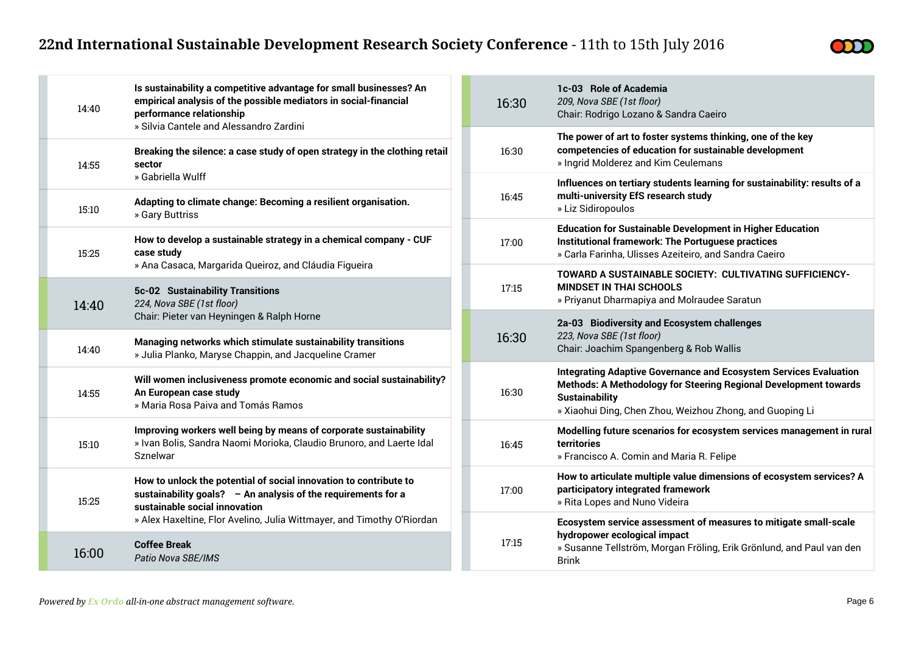| Time | Session |
|---|---|
| 14:40 | **Is sustainability a competitive advantage for small businesses? An empirical analysis of the possible mediators in social-financial performance relationship**<br>» Silvia Cantele and Alessandro Zardini |
| 14:55 | **Breaking the silence: a case study of open strategy in the clothing retail sector**<br>» Gabriella Wulff |
| 15:10 | **Adapting to climate change: Becoming a resilient organisation.**<br>» Gary Buttriss |
| 15:25 | **How to develop a sustainable strategy in a chemical company - CUF case study**<br>» Ana Casaca, Margarida Queiroz, and Cláudia Figueira |

| Time | Session |
|---|---|
| 14:40 | **5c-02 Sustainability Transitions**<br>*224, Nova SBE (1st floor)*<br>Chair: Pieter van Heyningen & Ralph Horne |
| 14:40 | **Managing networks which stimulate sustainability transitions**<br>» Julia Planko, Maryse Chappin, and Jacqueline Cramer |
| 14:55 | **Will women inclusiveness promote economic and social sustainability? An European case study**<br>» Maria Rosa Paiva and Tomás Ramos |
| 15:10 | **Improving workers well being by means of corporate sustainability**<br>» Ivan Bolis, Sandra Naomi Morioka, Claudio Brunoro, and Laerte Idal Sznelwar |
| 15:25 | **How to unlock the potential of social innovation to contribute to sustainability goals? – An analysis of the requirements for a sustainable social innovation**<br>» Alex Haxeltine, Flor Avelino, Julia Wittmayer, and Timothy O'Riordan |

| Time | Session |
|---|---|
| 16:00 | **Coffee Break**<br>*Patio Nova SBE/IMS* |

| Time | Session |
|---|---|
| 16:30 | **1c-03 Role of Academia**<br>*209, Nova SBE (1st floor)*<br>Chair: Rodrigo Lozano & Sandra Caeiro |
| 16:30 | **The power of art to foster systems thinking, one of the key competencies of education for sustainable development**<br>» Ingrid Molderez and Kim Ceulemans |
| 16:45 | **Influences on tertiary students learning for sustainability: results of a multi-university EfS research study**<br>» Liz Sidiropoulos |
| 17:00 | **Education for Sustainable Development in Higher Education Institutional framework: The Portuguese practices**<br>» Carla Farinha, Ulisses Azeiteiro, and Sandra Caeiro |
| 17:15 | **TOWARD A SUSTAINABLE SOCIETY: CULTIVATING SUFFICIENCY-MINDSET IN THAI SCHOOLS**<br>» Priyanut Dharmapiya and Molraudee Saratun |

| Time | Session |
|---|---|
| 16:30 | **2a-03 Biodiversity and Ecosystem challenges**<br>*223, Nova SBE (1st floor)*<br>Chair: Joachim Spangenberg & Rob Wallis |
| 16:30 | **Integrating Adaptive Governance and Ecosystem Services Evaluation Methods: A Methodology for Steering Regional Development towards Sustainability**<br>» Xiaohui Ding, Chen Zhou, Weizhou Zhong, and Guoping Li |
| 16:45 | **Modelling future scenarios for ecosystem services management in rural territories**<br>» Francisco A. Comin and Maria R. Felipe |
| 17:00 | **How to articulate multiple value dimensions of ecosystem services? A participatory integrated framework**<br>» Rita Lopes and Nuno Videira |
| 17:15 | **Ecosystem service assessment of measures to mitigate small-scale hydropower ecological impact**<br>» Susanne Tellström, Morgan Fröling, Erik Grönlund, and Paul van den Brink |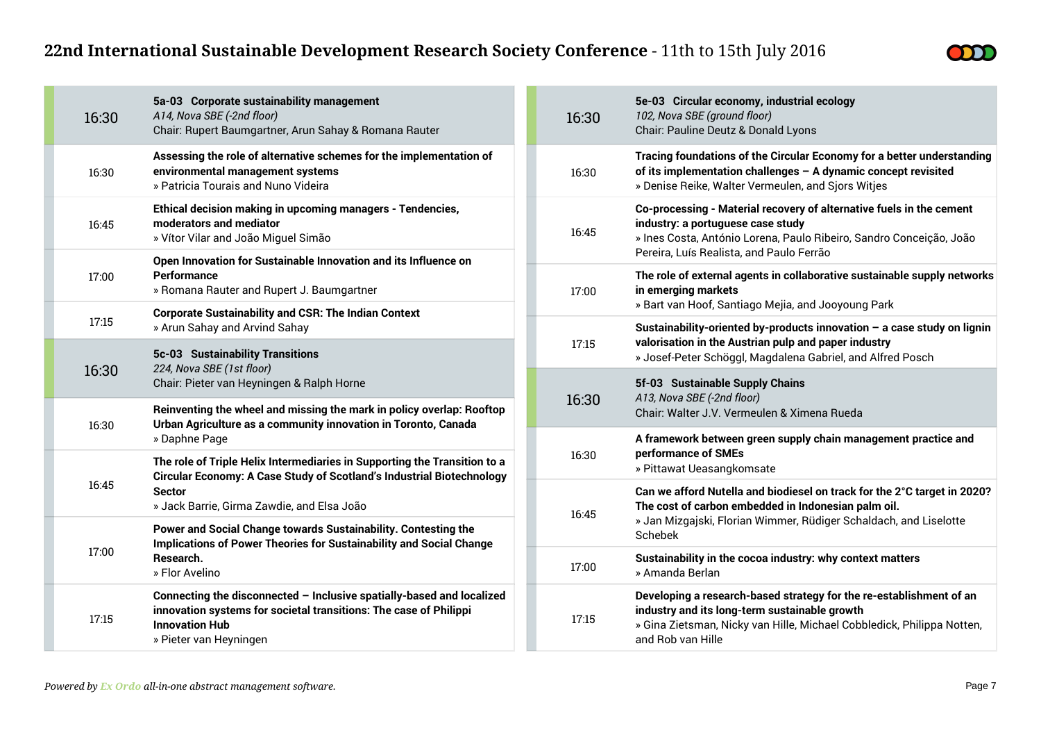## 16:30 — 5a-03 Corporate sustainability management

*A14, Nova SBE (-2nd floor)*

Chair: Rupert Baumgartner, Arun Sahay & Romana Rauter

| Time | Presentation |
|---|---|
| 16:30 | **Assessing the role of alternative schemes for the implementation of environmental management systems** » Patricia Tourais and Nuno Videira |
| 16:45 | **Ethical decision making in upcoming managers - Tendencies, moderators and mediator** » Vítor Vilar and João Miguel Simão |
| 17:00 | **Open Innovation for Sustainable Innovation and its Influence on Performance** » Romana Rauter and Rupert J. Baumgartner |
| 17:15 | **Corporate Sustainability and CSR: The Indian Context** » Arun Sahay and Arvind Sahay |

## 16:30 — 5c-03 Sustainability Transitions

*224, Nova SBE (1st floor)*

Chair: Pieter van Heyningen & Ralph Horne

| Time | Presentation |
|---|---|
| 16:30 | **Reinventing the wheel and missing the mark in policy overlap: Rooftop Urban Agriculture as a community innovation in Toronto, Canada** » Daphne Page |
| 16:45 | **The role of Triple Helix Intermediaries in Supporting the Transition to a Circular Economy: A Case Study of Scotland's Industrial Biotechnology Sector** » Jack Barrie, Girma Zawdie, and Elsa João |
| 17:00 | **Power and Social Change towards Sustainability. Contesting the Implications of Power Theories for Sustainability and Social Change Research.** » Flor Avelino |
| 17:15 | **Connecting the disconnected – Inclusive spatially-based and localized innovation systems for societal transitions: The case of Philippi Innovation Hub** » Pieter van Heyningen |

## 16:30 — 5e-03 Circular economy, industrial ecology

*102, Nova SBE (ground floor)*

Chair: Pauline Deutz & Donald Lyons

| Time | Presentation |
|---|---|
| 16:30 | **Tracing foundations of the Circular Economy for a better understanding of its implementation challenges – A dynamic concept revisited** » Denise Reike, Walter Vermeulen, and Sjors Witjes |
| 16:45 | **Co-processing - Material recovery of alternative fuels in the cement industry: a portuguese case study** » Ines Costa, António Lorena, Paulo Ribeiro, Sandro Conceição, João Pereira, Luís Realista, and Paulo Ferrão |
| 17:00 | **The role of external agents in collaborative sustainable supply networks in emerging markets** » Bart van Hoof, Santiago Mejia, and Jooyoung Park |
| 17:15 | **Sustainability-oriented by-products innovation – a case study on lignin valorisation in the Austrian pulp and paper industry** » Josef-Peter Schöggl, Magdalena Gabriel, and Alfred Posch |

## 16:30 — 5f-03 Sustainable Supply Chains

*A13, Nova SBE (-2nd floor)*

Chair: Walter J.V. Vermeulen & Ximena Rueda

| Time | Presentation |
|---|---|
| 16:30 | **A framework between green supply chain management practice and performance of SMEs** » Pittawat Ueasangkomsate |
| 16:45 | **Can we afford Nutella and biodiesel on track for the 2°C target in 2020? The cost of carbon embedded in Indonesian palm oil.** » Jan Mizgajski, Florian Wimmer, Rüdiger Schaldach, and Liselotte Schebek |
| 17:00 | **Sustainability in the cocoa industry: why context matters** » Amanda Berlan |
| 17:15 | **Developing a research-based strategy for the re-establishment of an industry and its long-term sustainable growth** » Gina Zietsman, Nicky van Hille, Michael Cobbledick, Philippa Notten, and Rob van Hille |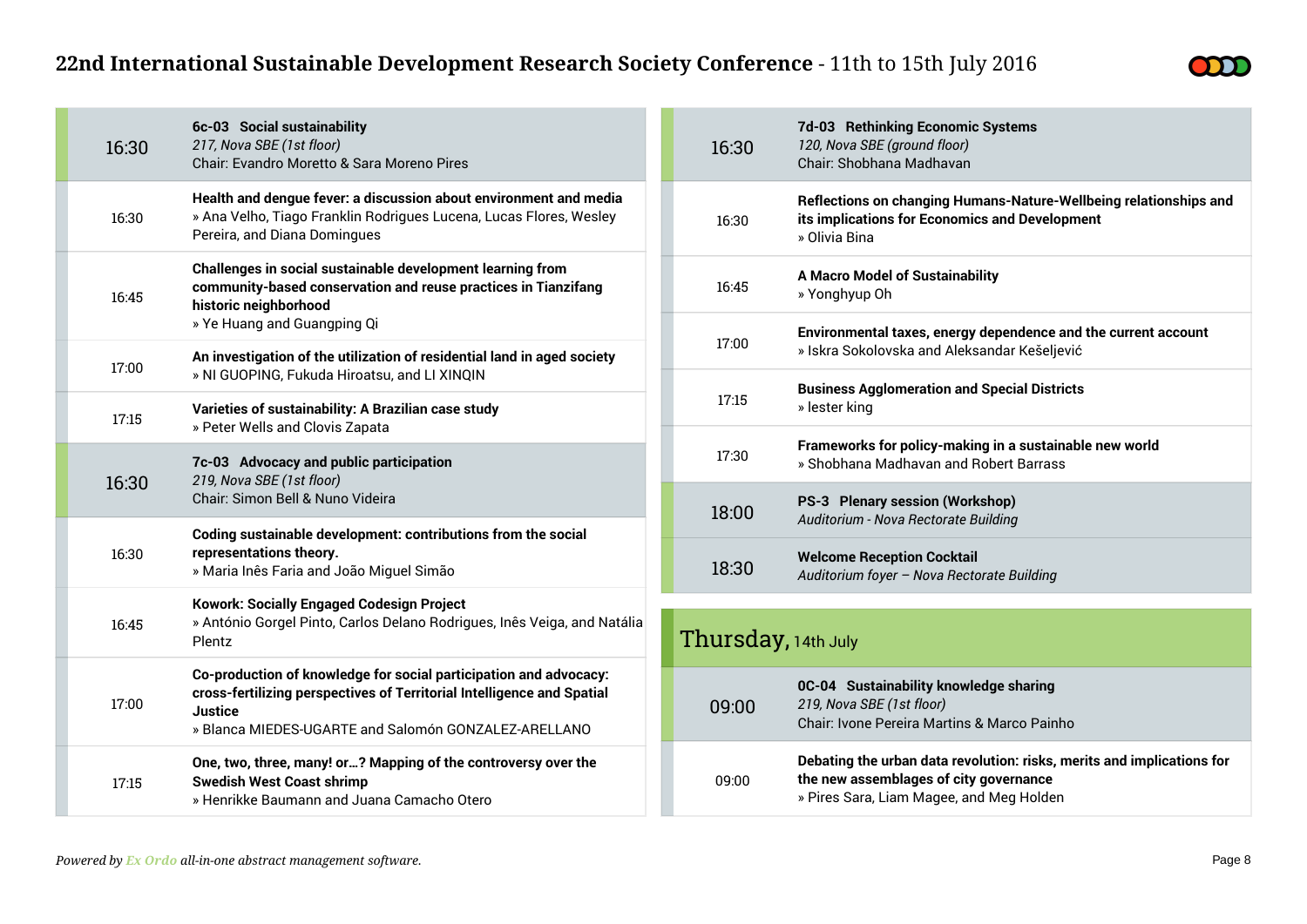**16:30** — **6c-03 Social sustainability**
*217, Nova SBE (1st floor)*
Chair: Evandro Moretto & Sara Moreno Pires

| Time | Session |
|---|---|
| 16:30 | **Health and dengue fever: a discussion about environment and media** » Ana Velho, Tiago Franklin Rodrigues Lucena, Lucas Flores, Wesley Pereira, and Diana Domingues |
| 16:45 | **Challenges in social sustainable development learning from community-based conservation and reuse practices in Tianzifang historic neighborhood** » Ye Huang and Guangping Qi |
| 17:00 | **An investigation of the utilization of residential land in aged society** » NI GUOPING, Fukuda Hiroatsu, and LI XINQIN |
| 17:15 | **Varieties of sustainability: A Brazilian case study** » Peter Wells and Clovis Zapata |

**16:30** — **7c-03 Advocacy and public participation**
*219, Nova SBE (1st floor)*
Chair: Simon Bell & Nuno Videira

| Time | Session |
|---|---|
| 16:30 | **Coding sustainable development: contributions from the social representations theory.** » Maria Inês Faria and João Miguel Simão |
| 16:45 | **Kowork: Socially Engaged Codesign Project** » António Gorgel Pinto, Carlos Delano Rodrigues, Inês Veiga, and Natália Plentz |
| 17:00 | **Co-production of knowledge for social participation and advocacy: cross-fertilizing perspectives of Territorial Intelligence and Spatial Justice** » Blanca MIEDES-UGARTE and Salomón GONZALEZ-ARELLANO |
| 17:15 | **One, two, three, many! or…? Mapping of the controversy over the Swedish West Coast shrimp** » Henrikke Baumann and Juana Camacho Otero |

**16:30** — **7d-03 Rethinking Economic Systems**
*120, Nova SBE (ground floor)*
Chair: Shobhana Madhavan

| Time | Session |
|---|---|
| 16:30 | **Reflections on changing Humans-Nature-Wellbeing relationships and its implications for Economics and Development** » Olivia Bina |
| 16:45 | **A Macro Model of Sustainability** » Yonghyup Oh |
| 17:00 | **Environmental taxes, energy dependence and the current account** » Iskra Sokolovska and Aleksandar Kešeljević |
| 17:15 | **Business Agglomeration and Special Districts** » lester king |
| 17:30 | **Frameworks for policy-making in a sustainable new world** » Shobhana Madhavan and Robert Barrass |

**18:00** — **PS-3 Plenary session (Workshop)**
*Auditorium - Nova Rectorate Building*

**18:30** — **Welcome Reception Cocktail**
*Auditorium foyer – Nova Rectorate Building*

## Thursday, 14th July

**09:00** — **0C-04 Sustainability knowledge sharing**
*219, Nova SBE (1st floor)*
Chair: Ivone Pereira Martins & Marco Painho

| Time | Session |
|---|---|
| 09:00 | **Debating the urban data revolution: risks, merits and implications for the new assemblages of city governance** » Pires Sara, Liam Magee, and Meg Holden |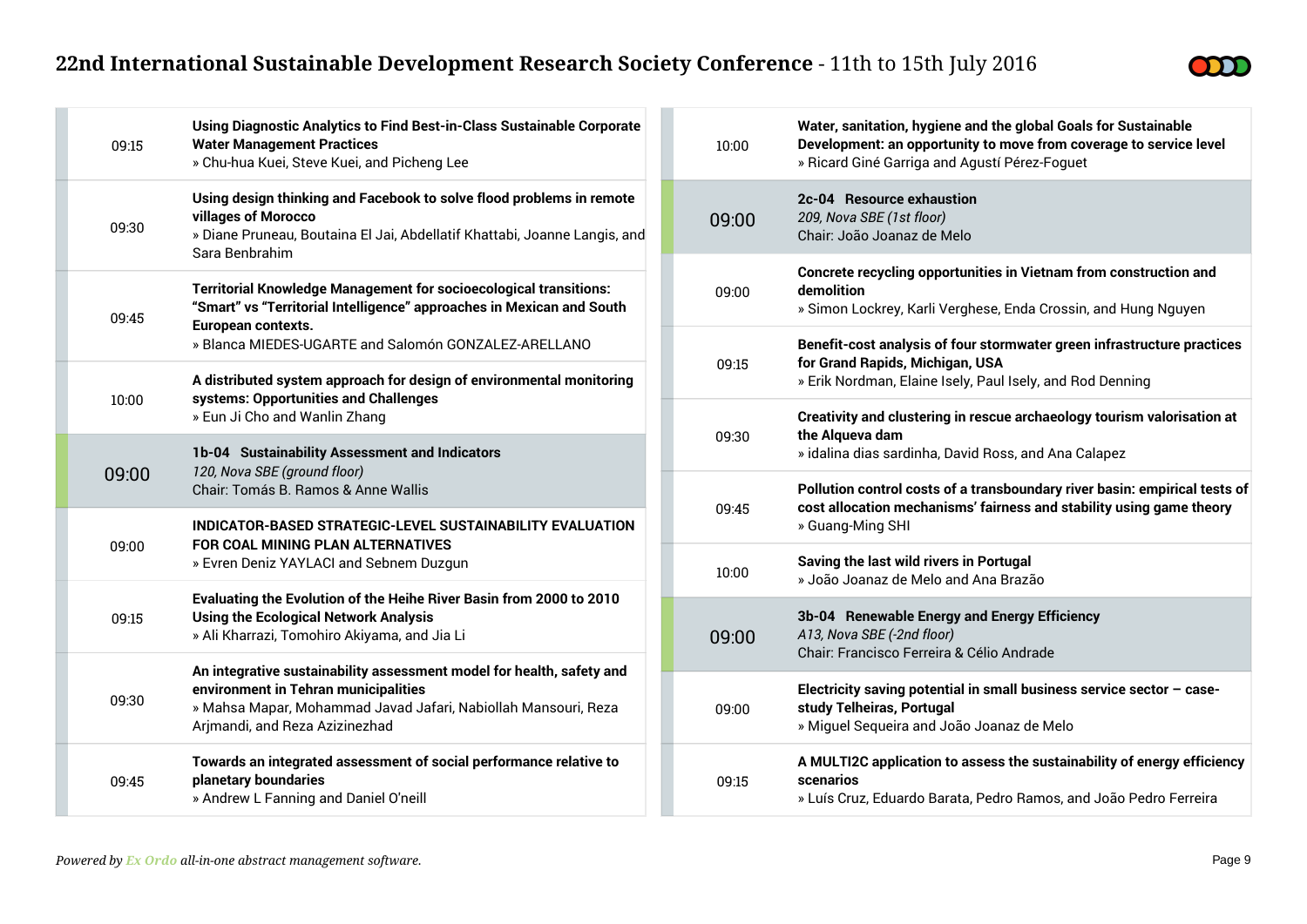09:15 **Using Diagnostic Analytics to Find Best-in-Class Sustainable Corporate Water Management Practices**
» Chu-hua Kuei, Steve Kuei, and Picheng Lee

09:30 **Using design thinking and Facebook to solve flood problems in remote villages of Morocco**
» Diane Pruneau, Boutaina El Jai, Abdellatif Khattabi, Joanne Langis, and Sara Benbrahim

09:45 **Territorial Knowledge Management for socioecological transitions: "Smart" vs "Territorial Intelligence" approaches in Mexican and South European contexts.**
» Blanca MIEDES-UGARTE and Salomón GONZALEZ-ARELLANO

10:00 **A distributed system approach for design of environmental monitoring systems: Opportunities and Challenges**
» Eun Ji Cho and Wanlin Zhang

## 09:00 1b-04 Sustainability Assessment and Indicators

*120, Nova SBE (ground floor)*
Chair: Tomás B. Ramos & Anne Wallis

09:00 **INDICATOR-BASED STRATEGIC-LEVEL SUSTAINABILITY EVALUATION FOR COAL MINING PLAN ALTERNATIVES**
» Evren Deniz YAYLACI and Sebnem Duzgun

09:15 **Evaluating the Evolution of the Heihe River Basin from 2000 to 2010 Using the Ecological Network Analysis**
» Ali Kharrazi, Tomohiro Akiyama, and Jia Li

09:30 **An integrative sustainability assessment model for health, safety and environment in Tehran municipalities**
» Mahsa Mapar, Mohammad Javad Jafari, Nabiollah Mansouri, Reza Arjmandi, and Reza Azizinezhad

09:45 **Towards an integrated assessment of social performance relative to planetary boundaries**
» Andrew L Fanning and Daniel O'neill

10:00 **Water, sanitation, hygiene and the global Goals for Sustainable Development: an opportunity to move from coverage to service level**
» Ricard Giné Garriga and Agustí Pérez-Foguet

## 09:00 2c-04 Resource exhaustion

*209, Nova SBE (1st floor)*
Chair: João Joanaz de Melo

09:00 **Concrete recycling opportunities in Vietnam from construction and demolition**
» Simon Lockrey, Karli Verghese, Enda Crossin, and Hung Nguyen

09:15 **Benefit-cost analysis of four stormwater green infrastructure practices for Grand Rapids, Michigan, USA**
» Erik Nordman, Elaine Isely, Paul Isely, and Rod Denning

09:30 **Creativity and clustering in rescue archaeology tourism valorisation at the Alqueva dam**
» idalina dias sardinha, David Ross, and Ana Calapez

09:45 **Pollution control costs of a transboundary river basin: empirical tests of cost allocation mechanisms' fairness and stability using game theory**
» Guang-Ming SHI

10:00 **Saving the last wild rivers in Portugal**
» João Joanaz de Melo and Ana Brazão

## 09:00 3b-04 Renewable Energy and Energy Efficiency

*A13, Nova SBE (-2nd floor)*
Chair: Francisco Ferreira & Célio Andrade

09:00 **Electricity saving potential in small business service sector – case-study Telheiras, Portugal**
» Miguel Sequeira and João Joanaz de Melo

09:15 **A MULTI2C application to assess the sustainability of energy efficiency scenarios**
» Luís Cruz, Eduardo Barata, Pedro Ramos, and João Pedro Ferreira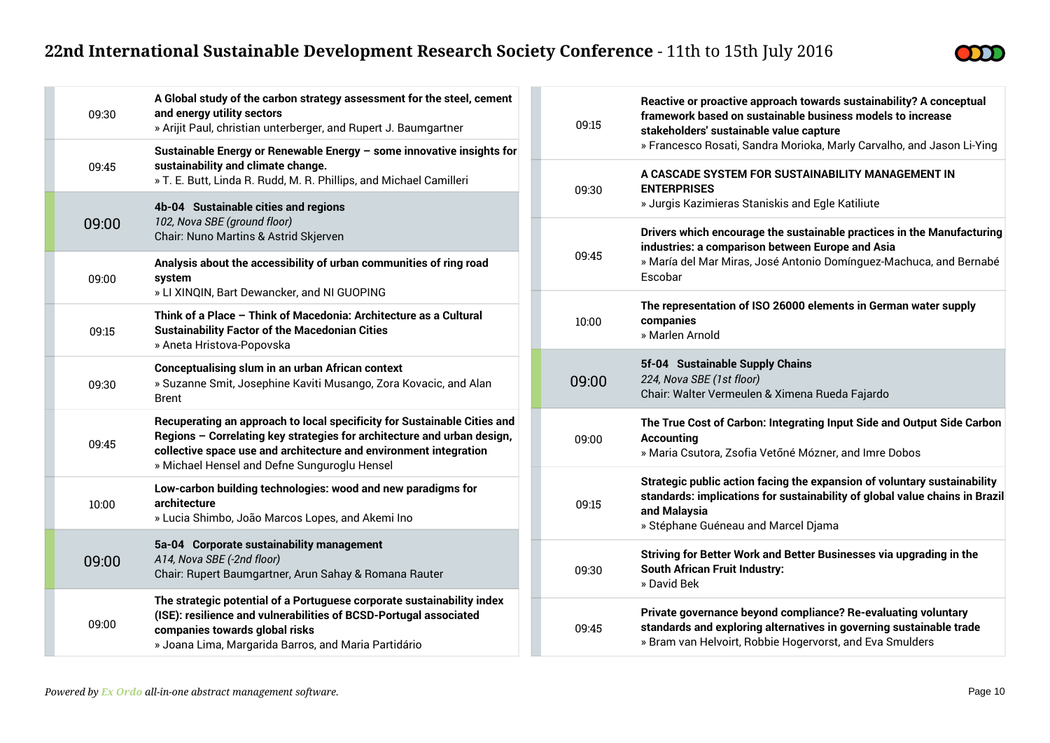**09:30** — **A Global study of the carbon strategy assessment for the steel, cement and energy utility sectors**
» Arijit Paul, christian unterberger, and Rupert J. Baumgartner

**09:45** — **Sustainable Energy or Renewable Energy – some innovative insights for sustainability and climate change.**
» T. E. Butt, Linda R. Rudd, M. R. Phillips, and Michael Camilleri

### 09:00 — 4b-04 Sustainable cities and regions

*102, Nova SBE (ground floor)*
Chair: Nuno Martins & Astrid Skjerven

**09:00** — **Analysis about the accessibility of urban communities of ring road system**
» LI XINQIN, Bart Dewancker, and NI GUOPING

**09:15** — **Think of a Place – Think of Macedonia: Architecture as a Cultural Sustainability Factor of the Macedonian Cities**
» Aneta Hristova-Popovska

**09:30** — **Conceptualising slum in an urban African context**
» Suzanne Smit, Josephine Kaviti Musango, Zora Kovacic, and Alan Brent

**09:45** — **Recuperating an approach to local specificity for Sustainable Cities and Regions – Correlating key strategies for architecture and urban design, collective space use and architecture and environment integration**
» Michael Hensel and Defne Sunguroglu Hensel

**10:00** — **Low-carbon building technologies: wood and new paradigms for architecture**
» Lucia Shimbo, João Marcos Lopes, and Akemi Ino

### 09:00 — 5a-04 Corporate sustainability management

*A14, Nova SBE (-2nd floor)*
Chair: Rupert Baumgartner, Arun Sahay & Romana Rauter

**09:00** — **The strategic potential of a Portuguese corporate sustainability index (ISE): resilience and vulnerabilities of BCSD-Portugal associated companies towards global risks**
» Joana Lima, Margarida Barros, and Maria Partidário

**09:15** — **Reactive or proactive approach towards sustainability? A conceptual framework based on sustainable business models to increase stakeholders' sustainable value capture**
» Francesco Rosati, Sandra Morioka, Marly Carvalho, and Jason Li-Ying

**09:30** — **A CASCADE SYSTEM FOR SUSTAINABILITY MANAGEMENT IN ENTERPRISES**
» Jurgis Kazimieras Staniskis and Egle Katiliute

**09:45** — **Drivers which encourage the sustainable practices in the Manufacturing industries: a comparison between Europe and Asia**
» María del Mar Miras, José Antonio Domínguez-Machuca, and Bernabé Escobar

**10:00** — **The representation of ISO 26000 elements in German water supply companies**
» Marlen Arnold

### 09:00 — 5f-04 Sustainable Supply Chains

*224, Nova SBE (1st floor)*
Chair: Walter Vermeulen & Ximena Rueda Fajardo

**09:00** — **The True Cost of Carbon: Integrating Input Side and Output Side Carbon Accounting**
» Maria Csutora, Zsofia Vetőné Mózner, and Imre Dobos

**09:15** — **Strategic public action facing the expansion of voluntary sustainability standards: implications for sustainability of global value chains in Brazil and Malaysia**
» Stéphane Guéneau and Marcel Djama

**09:30** — **Striving for Better Work and Better Businesses via upgrading in the South African Fruit Industry:**
» David Bek

**09:45** — **Private governance beyond compliance? Re-evaluating voluntary standards and exploring alternatives in governing sustainable trade**
» Bram van Helvoirt, Robbie Hogervorst, and Eva Smulders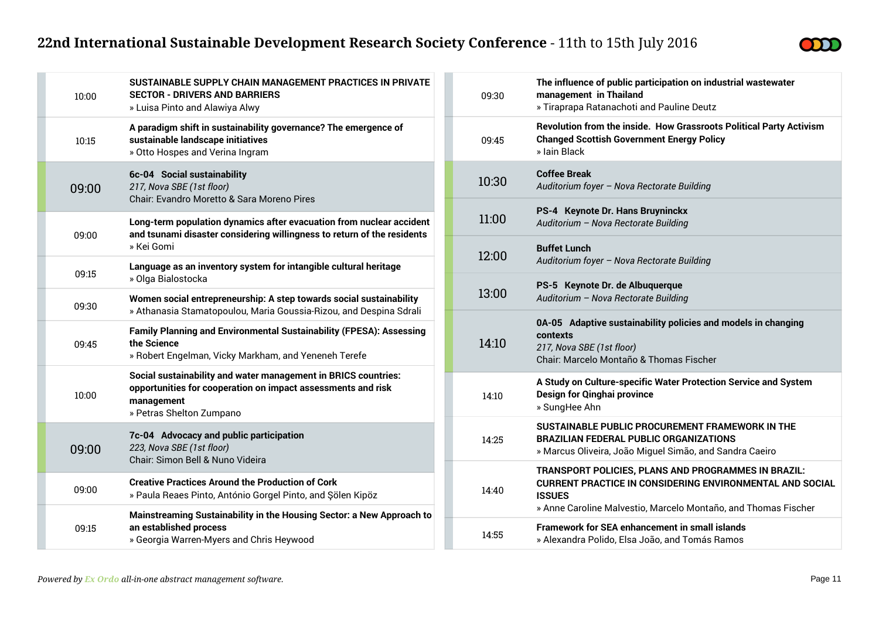| Time | Session |
|---|---|
| 10:00 | **SUSTAINABLE SUPPLY CHAIN MANAGEMENT PRACTICES IN PRIVATE SECTOR - DRIVERS AND BARRIERS** » Luisa Pinto and Alawiya Alwy |
| 10:15 | **A paradigm shift in sustainability governance? The emergence of sustainable landscape initiatives** » Otto Hospes and Verina Ingram |
| **09:00** | **6c-04 Social sustainability** *217, Nova SBE (1st floor)* Chair: Evandro Moretto & Sara Moreno Pires |
| 09:00 | **Long-term population dynamics after evacuation from nuclear accident and tsunami disaster considering willingness to return of the residents** » Kei Gomi |
| 09:15 | **Language as an inventory system for intangible cultural heritage** » Olga Bialostocka |
| 09:30 | **Women social entrepreneurship: A step towards social sustainability** » Athanasia Stamatopoulou, Maria Goussia-Rizou, and Despina Sdrali |
| 09:45 | **Family Planning and Environmental Sustainability (FPESA): Assessing the Science** » Robert Engelman, Vicky Markham, and Yeneneh Terefe |
| 10:00 | **Social sustainability and water management in BRICS countries: opportunities for cooperation on impact assessments and risk management** » Petras Shelton Zumpano |
| **09:00** | **7c-04 Advocacy and public participation** *223, Nova SBE (1st floor)* Chair: Simon Bell & Nuno Videira |
| 09:00 | **Creative Practices Around the Production of Cork** » Paula Reaes Pinto, António Gorgel Pinto, and Şölen Kipöz |
| 09:15 | **Mainstreaming Sustainability in the Housing Sector: a New Approach to an established process** » Georgia Warren-Myers and Chris Heywood |
| 09:30 | **The influence of public participation on industrial wastewater management in Thailand** » Tiraprapa Ratanachoti and Pauline Deutz |
| 09:45 | **Revolution from the inside. How Grassroots Political Party Activism Changed Scottish Government Energy Policy** » Iain Black |
| **10:30** | **Coffee Break** *Auditorium foyer – Nova Rectorate Building* |
| **11:00** | **PS-4 Keynote Dr. Hans Bruyninckx** *Auditorium – Nova Rectorate Building* |
| **12:00** | **Buffet Lunch** *Auditorium foyer – Nova Rectorate Building* |
| **13:00** | **PS-5 Keynote Dr. de Albuquerque** *Auditorium – Nova Rectorate Building* |
| **14:10** | **0A-05 Adaptive sustainability policies and models in changing contexts** *217, Nova SBE (1st floor)* Chair: Marcelo Montaño & Thomas Fischer |
| 14:10 | **A Study on Culture-specific Water Protection Service and System Design for Qinghai province** » SungHee Ahn |
| 14:25 | **SUSTAINABLE PUBLIC PROCUREMENT FRAMEWORK IN THE BRAZILIAN FEDERAL PUBLIC ORGANIZATIONS** » Marcus Oliveira, João Miguel Simão, and Sandra Caeiro |
| 14:40 | **TRANSPORT POLICIES, PLANS AND PROGRAMMES IN BRAZIL: CURRENT PRACTICE IN CONSIDERING ENVIRONMENTAL AND SOCIAL ISSUES** » Anne Caroline Malvestio, Marcelo Montaño, and Thomas Fischer |
| 14:55 | **Framework for SEA enhancement in small islands** » Alexandra Polido, Elsa João, and Tomás Ramos |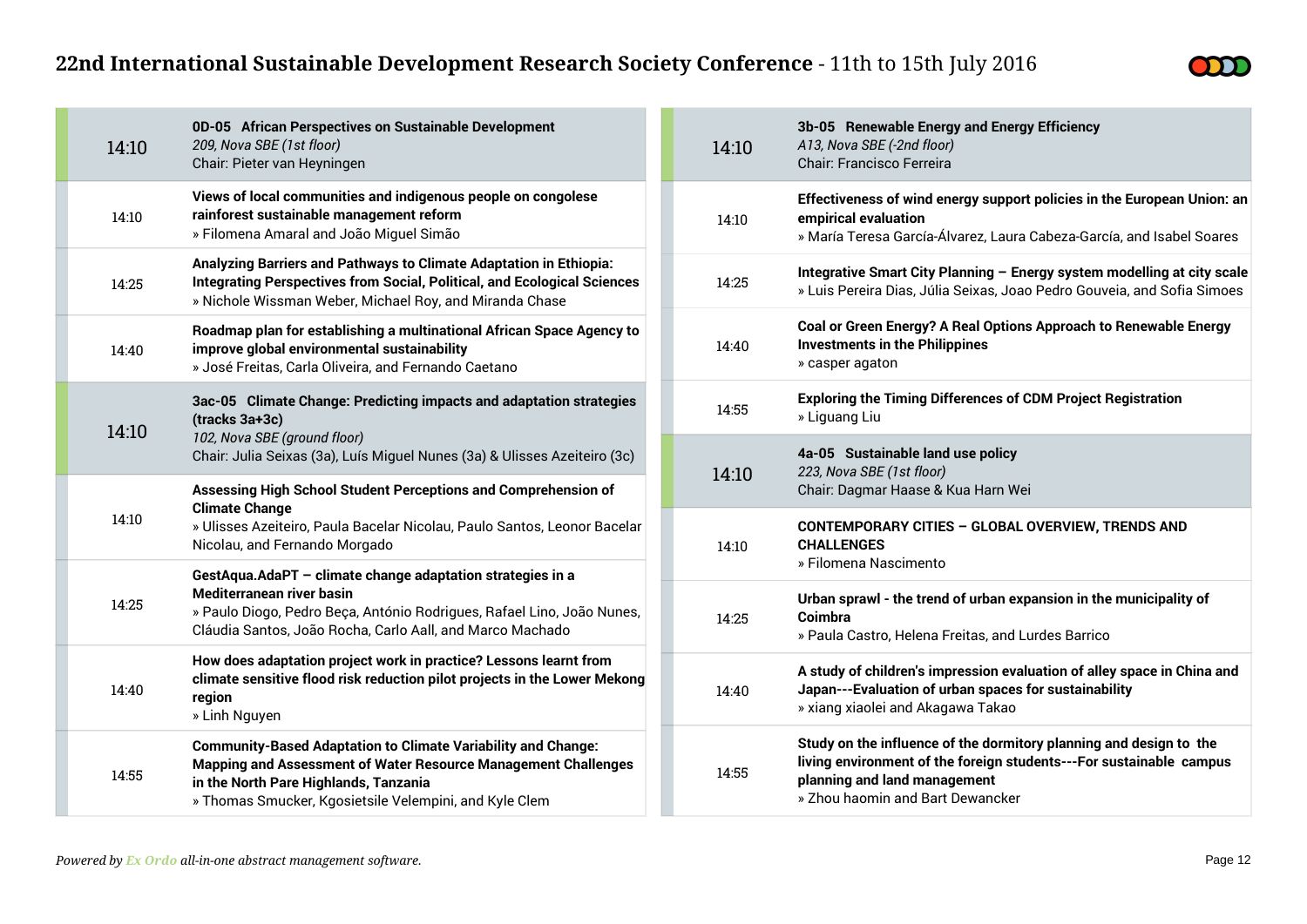## 14:10 — 0D-05 African Perspectives on Sustainable Development

*209, Nova SBE (1st floor)*
Chair: Pieter van Heyningen

| Time | Presentation |
|---|---|
| 14:10 | **Views of local communities and indigenous people on congolese rainforest sustainable management reform** » Filomena Amaral and João Miguel Simão |
| 14:25 | **Analyzing Barriers and Pathways to Climate Adaptation in Ethiopia: Integrating Perspectives from Social, Political, and Ecological Sciences** » Nichole Wissman Weber, Michael Roy, and Miranda Chase |
| 14:40 | **Roadmap plan for establishing a multinational African Space Agency to improve global environmental sustainability** » José Freitas, Carla Oliveira, and Fernando Caetano |

## 14:10 — 3ac-05 Climate Change: Predicting impacts and adaptation strategies (tracks 3a+3c)

*102, Nova SBE (ground floor)*
Chair: Julia Seixas (3a), Luís Miguel Nunes (3a) & Ulisses Azeiteiro (3c)

| Time | Presentation |
|---|---|
| 14:10 | **Assessing High School Student Perceptions and Comprehension of Climate Change** » Ulisses Azeiteiro, Paula Bacelar Nicolau, Paulo Santos, Leonor Bacelar Nicolau, and Fernando Morgado |
| 14:25 | **GestAqua.AdaPT – climate change adaptation strategies in a Mediterranean river basin** » Paulo Diogo, Pedro Beça, António Rodrigues, Rafael Lino, João Nunes, Cláudia Santos, João Rocha, Carlo Aall, and Marco Machado |
| 14:40 | **How does adaptation project work in practice? Lessons learnt from climate sensitive flood risk reduction pilot projects in the Lower Mekong region** » Linh Nguyen |
| 14:55 | **Community-Based Adaptation to Climate Variability and Change: Mapping and Assessment of Water Resource Management Challenges in the North Pare Highlands, Tanzania** » Thomas Smucker, Kgosietsile Velempini, and Kyle Clem |

## 14:10 — 3b-05 Renewable Energy and Energy Efficiency

*A13, Nova SBE (-2nd floor)*
Chair: Francisco Ferreira

| Time | Presentation |
|---|---|
| 14:10 | **Effectiveness of wind energy support policies in the European Union: an empirical evaluation** » María Teresa García-Álvarez, Laura Cabeza-García, and Isabel Soares |
| 14:25 | **Integrative Smart City Planning – Energy system modelling at city scale** » Luis Pereira Dias, Júlia Seixas, Joao Pedro Gouveia, and Sofia Simoes |
| 14:40 | **Coal or Green Energy? A Real Options Approach to Renewable Energy Investments in the Philippines** » casper agaton |
| 14:55 | **Exploring the Timing Differences of CDM Project Registration** » Liguang Liu |

## 14:10 — 4a-05 Sustainable land use policy

*223, Nova SBE (1st floor)*
Chair: Dagmar Haase & Kua Harn Wei

| Time | Presentation |
|---|---|
| 14:10 | **CONTEMPORARY CITIES – GLOBAL OVERVIEW, TRENDS AND CHALLENGES** » Filomena Nascimento |
| 14:25 | **Urban sprawl - the trend of urban expansion in the municipality of Coimbra** » Paula Castro, Helena Freitas, and Lurdes Barrico |
| 14:40 | **A study of children's impression evaluation of alley space in China and Japan---Evaluation of urban spaces for sustainability** » xiang xiaolei and Akagawa Takao |
| 14:55 | **Study on the influence of the dormitory planning and design to the living environment of the foreign students---For sustainable campus planning and land management** » Zhou haomin and Bart Dewancker |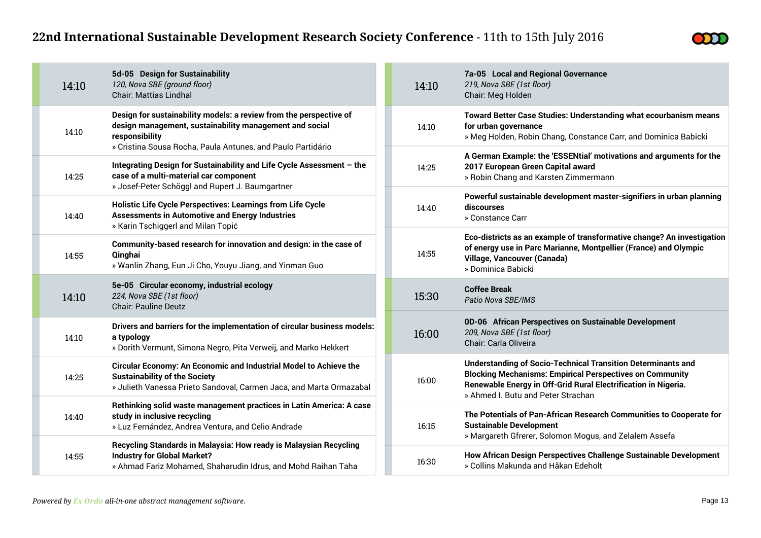| | |
|---|---|
| **14:10** | **5d-05 Design for Sustainability**<br>*120, Nova SBE (ground floor)*<br>Chair: Mattias Lindhal |
| 14:10 | **Design for sustainability models: a review from the perspective of design management, sustainability management and social responsibility**<br>» Cristina Sousa Rocha, Paula Antunes, and Paulo Partidário |
| 14:25 | **Integrating Design for Sustainability and Life Cycle Assessment – the case of a multi-material car component**<br>» Josef-Peter Schöggl and Rupert J. Baumgartner |
| 14:40 | **Holistic Life Cycle Perspectives: Learnings from Life Cycle Assessments in Automotive and Energy Industries**<br>» Karin Tschiggerl and Milan Topić |
| 14:55 | **Community-based research for innovation and design: in the case of Qinghai**<br>» Wanlin Zhang, Eun Ji Cho, Youyu Jiang, and Yinman Guo |
| **14:10** | **5e-05 Circular economy, industrial ecology**<br>*224, Nova SBE (1st floor)*<br>Chair: Pauline Deutz |
| 14:10 | **Drivers and barriers for the implementation of circular business models: a typology**<br>» Dorith Vermunt, Simona Negro, Pita Verweij, and Marko Hekkert |
| 14:25 | **Circular Economy: An Economic and Industrial Model to Achieve the Sustainability of the Society**<br>» Julieth Vanessa Prieto Sandoval, Carmen Jaca, and Marta Ormazabal |
| 14:40 | **Rethinking solid waste management practices in Latin America: A case study in inclusive recycling**<br>» Luz Fernández, Andrea Ventura, and Celio Andrade |
| 14:55 | **Recycling Standards in Malaysia: How ready is Malaysian Recycling Industry for Global Market?**<br>» Ahmad Fariz Mohamed, Shaharudin Idrus, and Mohd Raihan Taha |

| | |
|---|---|
| **14:10** | **7a-05 Local and Regional Governance**<br>*219, Nova SBE (1st floor)*<br>Chair: Meg Holden |
| 14:10 | **Toward Better Case Studies: Understanding what ecourbanism means for urban governance**<br>» Meg Holden, Robin Chang, Constance Carr, and Dominica Babicki |
| 14:25 | **A German Example: the 'ESSENtial' motivations and arguments for the 2017 European Green Capital award**<br>» Robin Chang and Karsten Zimmermann |
| 14:40 | **Powerful sustainable development master-signifiers in urban planning discourses**<br>» Constance Carr |
| 14:55 | **Eco-districts as an example of transformative change? An investigation of energy use in Parc Marianne, Montpellier (France) and Olympic Village, Vancouver (Canada)**<br>» Dominica Babicki |
| **15:30** | **Coffee Break**<br>*Patio Nova SBE/IMS* |
| **16:00** | **0D-06 African Perspectives on Sustainable Development**<br>*209, Nova SBE (1st floor)*<br>Chair: Carla Oliveira |
| 16:00 | **Understanding of Socio-Technical Transition Determinants and Blocking Mechanisms: Empirical Perspectives on Community Renewable Energy in Off-Grid Rural Electrification in Nigeria.**<br>» Ahmed I. Butu and Peter Strachan |
| 16:15 | **The Potentials of Pan-African Research Communities to Cooperate for Sustainable Development**<br>» Margareth Gfrerer, Solomon Mogus, and Zelalem Assefa |
| 16:30 | **How African Design Perspectives Challenge Sustainable Development**<br>» Collins Makunda and Håkan Edeholt |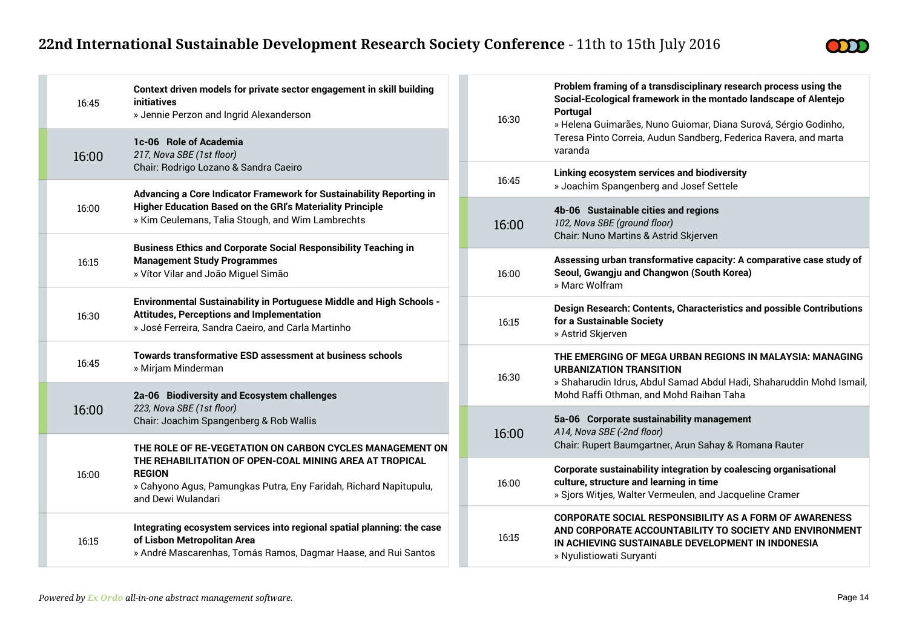| | |
|---|---|
| 16:45 | **Context driven models for private sector engagement in skill building initiatives**<br>» Jennie Perzon and Ingrid Alexanderson |

## 16:00 — 1c-06 Role of Academia

*217, Nova SBE (1st floor)*
Chair: Rodrigo Lozano & Sandra Caeiro

| | |
|---|---|
| 16:00 | **Advancing a Core Indicator Framework for Sustainability Reporting in Higher Education Based on the GRI's Materiality Principle**<br>» Kim Ceulemans, Talia Stough, and Wim Lambrechts |
| 16:15 | **Business Ethics and Corporate Social Responsibility Teaching in Management Study Programmes**<br>» Vítor Vilar and João Miguel Simão |
| 16:30 | **Environmental Sustainability in Portuguese Middle and High Schools - Attitudes, Perceptions and Implementation**<br>» José Ferreira, Sandra Caeiro, and Carla Martinho |
| 16:45 | **Towards transformative ESD assessment at business schools**<br>» Mirjam Minderman |

## 16:00 — 2a-06 Biodiversity and Ecosystem challenges

*223, Nova SBE (1st floor)*
Chair: Joachim Spangenberg & Rob Wallis

| | |
|---|---|
| 16:00 | **THE ROLE OF RE-VEGETATION ON CARBON CYCLES MANAGEMENT ON THE REHABILITATION OF OPEN-COAL MINING AREA AT TROPICAL REGION**<br>» Cahyono Agus, Pamungkas Putra, Eny Faridah, Richard Napitupulu, and Dewi Wulandari |
| 16:15 | **Integrating ecosystem services into regional spatial planning: the case of Lisbon Metropolitan Area**<br>» André Mascarenhas, Tomás Ramos, Dagmar Haase, and Rui Santos |
| 16:30 | **Problem framing of a transdisciplinary research process using the Social-Ecological framework in the montado landscape of Alentejo Portugal**<br>» Helena Guimarães, Nuno Guiomar, Diana Surová, Sérgio Godinho, Teresa Pinto Correia, Audun Sandberg, Federica Ravera, and marta varanda |
| 16:45 | **Linking ecosystem services and biodiversity**<br>» Joachim Spangenberg and Josef Settele |

## 16:00 — 4b-06 Sustainable cities and regions

*102, Nova SBE (ground floor)*
Chair: Nuno Martins & Astrid Skjerven

| | |
|---|---|
| 16:00 | **Assessing urban transformative capacity: A comparative case study of Seoul, Gwangju and Changwon (South Korea)**<br>» Marc Wolfram |
| 16:15 | **Design Research: Contents, Characteristics and possible Contributions for a Sustainable Society**<br>» Astrid Skjerven |
| 16:30 | **THE EMERGING OF MEGA URBAN REGIONS IN MALAYSIA: MANAGING URBANIZATION TRANSITION**<br>» Shaharudin Idrus, Abdul Samad Abdul Hadi, Shaharuddin Mohd Ismail, Mohd Raffi Othman, and Mohd Raihan Taha |

## 16:00 — 5a-06 Corporate sustainability management

*A14, Nova SBE (-2nd floor)*
Chair: Rupert Baumgartner, Arun Sahay & Romana Rauter

| | |
|---|---|
| 16:00 | **Corporate sustainability integration by coalescing organisational culture, structure and learning in time**<br>» Sjors Witjes, Walter Vermeulen, and Jacqueline Cramer |
| 16:15 | **CORPORATE SOCIAL RESPONSIBILITY AS A FORM OF AWARENESS AND CORPORATE ACCOUNTABILITY TO SOCIETY AND ENVIRONMENT IN ACHIEVING SUSTAINABLE DEVELOPMENT IN INDONESIA**<br>» Nyulistiowati Suryanti |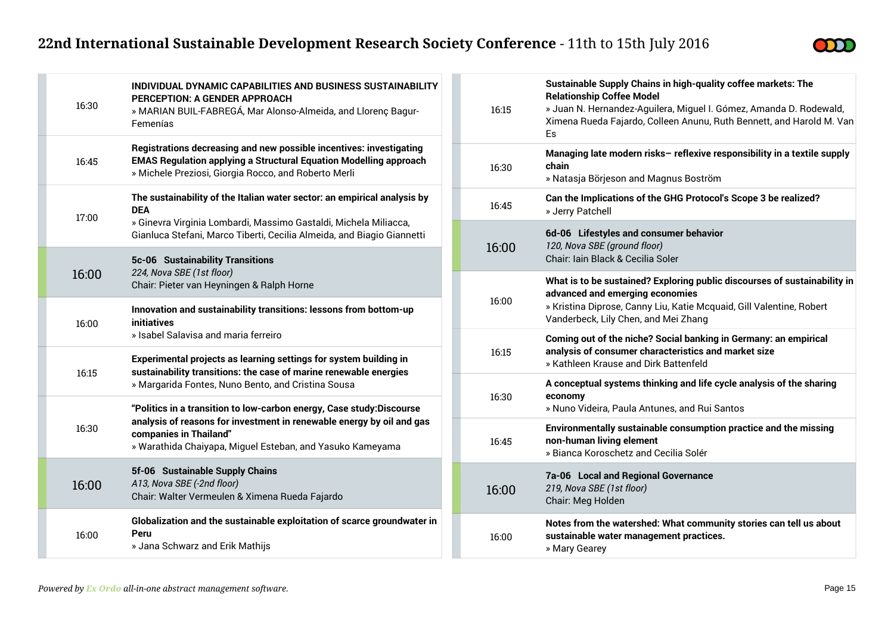| | |
|---|---|
| 16:30 | **INDIVIDUAL DYNAMIC CAPABILITIES AND BUSINESS SUSTAINABILITY PERCEPTION: A GENDER APPROACH** » MARIAN BUIL-FABREGÁ, Mar Alonso-Almeida, and Llorenç Bagur-Femenías |
| 16:45 | **Registrations decreasing and new possible incentives: investigating EMAS Regulation applying a Structural Equation Modelling approach** » Michele Preziosi, Giorgia Rocco, and Roberto Merli |
| 17:00 | **The sustainability of the Italian water sector: an empirical analysis by DEA** » Ginevra Virginia Lombardi, Massimo Gastaldi, Michela Miliacca, Gianluca Stefani, Marco Tiberti, Cecilia Almeida, and Biagio Giannetti |
| **16:00** | **5c-06 Sustainability Transitions** *224, Nova SBE (1st floor)* Chair: Pieter van Heyningen & Ralph Horne |
| 16:00 | **Innovation and sustainability transitions: lessons from bottom-up initiatives** » Isabel Salavisa and maria ferreiro |
| 16:15 | **Experimental projects as learning settings for system building in sustainability transitions: the case of marine renewable energies** » Margarida Fontes, Nuno Bento, and Cristina Sousa |
| 16:30 | **"Politics in a transition to low-carbon energy, Case study:Discourse analysis of reasons for investment in renewable energy by oil and gas companies in Thailand"** » Warathida Chaiyapa, Miguel Esteban, and Yasuko Kameyama |
| **16:00** | **5f-06 Sustainable Supply Chains** *A13, Nova SBE (-2nd floor)* Chair: Walter Vermeulen & Ximena Rueda Fajardo |
| 16:00 | **Globalization and the sustainable exploitation of scarce groundwater in Peru** » Jana Schwarz and Erik Mathijs |
| 16:15 | **Sustainable Supply Chains in high-quality coffee markets: The Relationship Coffee Model** » Juan N. Hernandez-Aguilera, Miguel I. Gómez, Amanda D. Rodewald, Ximena Rueda Fajardo, Colleen Anunu, Ruth Bennett, and Harold M. Van Es |
| 16:30 | **Managing late modern risks– reflexive responsibility in a textile supply chain** » Natasja Börjeson and Magnus Boström |
| 16:45 | **Can the Implications of the GHG Protocol's Scope 3 be realized?** » Jerry Patchell |
| **16:00** | **6d-06 Lifestyles and consumer behavior** *120, Nova SBE (ground floor)* Chair: Iain Black & Cecilia Soler |
| 16:00 | **What is to be sustained? Exploring public discourses of sustainability in advanced and emerging economies** » Kristina Diprose, Canny Liu, Katie Mcquaid, Gill Valentine, Robert Vanderbeck, Lily Chen, and Mei Zhang |
| 16:15 | **Coming out of the niche? Social banking in Germany: an empirical analysis of consumer characteristics and market size** » Kathleen Krause and Dirk Battenfeld |
| 16:30 | **A conceptual systems thinking and life cycle analysis of the sharing economy** » Nuno Videira, Paula Antunes, and Rui Santos |
| 16:45 | **Environmentally sustainable consumption practice and the missing non-human living element** » Bianca Koroschetz and Cecilia Solér |
| **16:00** | **7a-06 Local and Regional Governance** *219, Nova SBE (1st floor)* Chair: Meg Holden |
| 16:00 | **Notes from the watershed: What community stories can tell us about sustainable water management practices.** » Mary Gearey |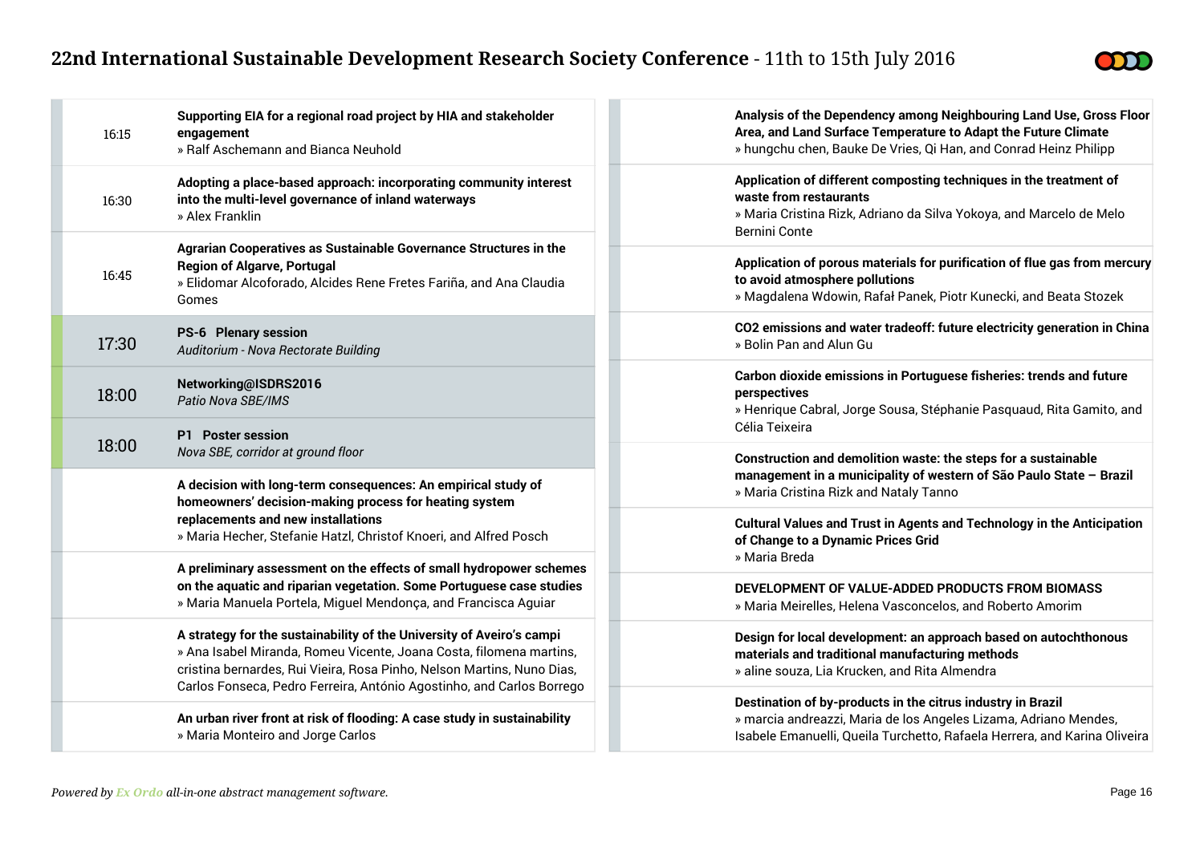| Time | Session |
|---|---|
| 16:15 | **Supporting EIA for a regional road project by HIA and stakeholder engagement**<br>» Ralf Aschemann and Bianca Neuhold |
| 16:30 | **Adopting a place-based approach: incorporating community interest into the multi-level governance of inland waterways**<br>» Alex Franklin |
| 16:45 | **Agrarian Cooperatives as Sustainable Governance Structures in the Region of Algarve, Portugal**<br>» Elidomar Alcoforado, Alcides Rene Fretes Fariña, and Ana Claudia Gomes |
| 17:30 | **PS-6 Plenary session**<br>*Auditorium - Nova Rectorate Building* |
| 18:00 | **Networking@ISDRS2016**<br>*Patio Nova SBE/IMS* |
| 18:00 | **P1 Poster session**<br>*Nova SBE, corridor at ground floor* |
| | **A decision with long-term consequences: An empirical study of homeowners' decision-making process for heating system replacements and new installations**<br>» Maria Hecher, Stefanie Hatzl, Christof Knoeri, and Alfred Posch |
| | **A preliminary assessment on the effects of small hydropower schemes on the aquatic and riparian vegetation. Some Portuguese case studies**<br>» Maria Manuela Portela, Miguel Mendonça, and Francisca Aguiar |
| | **A strategy for the sustainability of the University of Aveiro's campi**<br>» Ana Isabel Miranda, Romeu Vicente, Joana Costa, filomena martins, cristina bernardes, Rui Vieira, Rosa Pinho, Nelson Martins, Nuno Dias, Carlos Fonseca, Pedro Ferreira, António Agostinho, and Carlos Borrego |
| | **An urban river front at risk of flooding: A case study in sustainability**<br>» Maria Monteiro and Jorge Carlos |
| | **Analysis of the Dependency among Neighbouring Land Use, Gross Floor Area, and Land Surface Temperature to Adapt the Future Climate**<br>» hungchu chen, Bauke De Vries, Qi Han, and Conrad Heinz Philipp |
| | **Application of different composting techniques in the treatment of waste from restaurants**<br>» Maria Cristina Rizk, Adriano da Silva Yokoya, and Marcelo de Melo Bernini Conte |
| | **Application of porous materials for purification of flue gas from mercury to avoid atmosphere pollutions**<br>» Magdalena Wdowin, Rafał Panek, Piotr Kunecki, and Beata Stozek |
| | **CO2 emissions and water tradeoff: future electricity generation in China**<br>» Bolin Pan and Alun Gu |
| | **Carbon dioxide emissions in Portuguese fisheries: trends and future perspectives**<br>» Henrique Cabral, Jorge Sousa, Stéphanie Pasquaud, Rita Gamito, and Célia Teixeira |
| | **Construction and demolition waste: the steps for a sustainable management in a municipality of western of São Paulo State – Brazil**<br>» Maria Cristina Rizk and Nataly Tanno |
| | **Cultural Values and Trust in Agents and Technology in the Anticipation of Change to a Dynamic Prices Grid**<br>» Maria Breda |
| | **DEVELOPMENT OF VALUE-ADDED PRODUCTS FROM BIOMASS**<br>» Maria Meirelles, Helena Vasconcelos, and Roberto Amorim |
| | **Design for local development: an approach based on autochthonous materials and traditional manufacturing methods**<br>» aline souza, Lia Krucken, and Rita Almendra |
| | **Destination of by-products in the citrus industry in Brazil**<br>» marcia andreazzi, Maria de los Angeles Lizama, Adriano Mendes, Isabele Emanuelli, Queila Turchetto, Rafaela Herrera, and Karina Oliveira |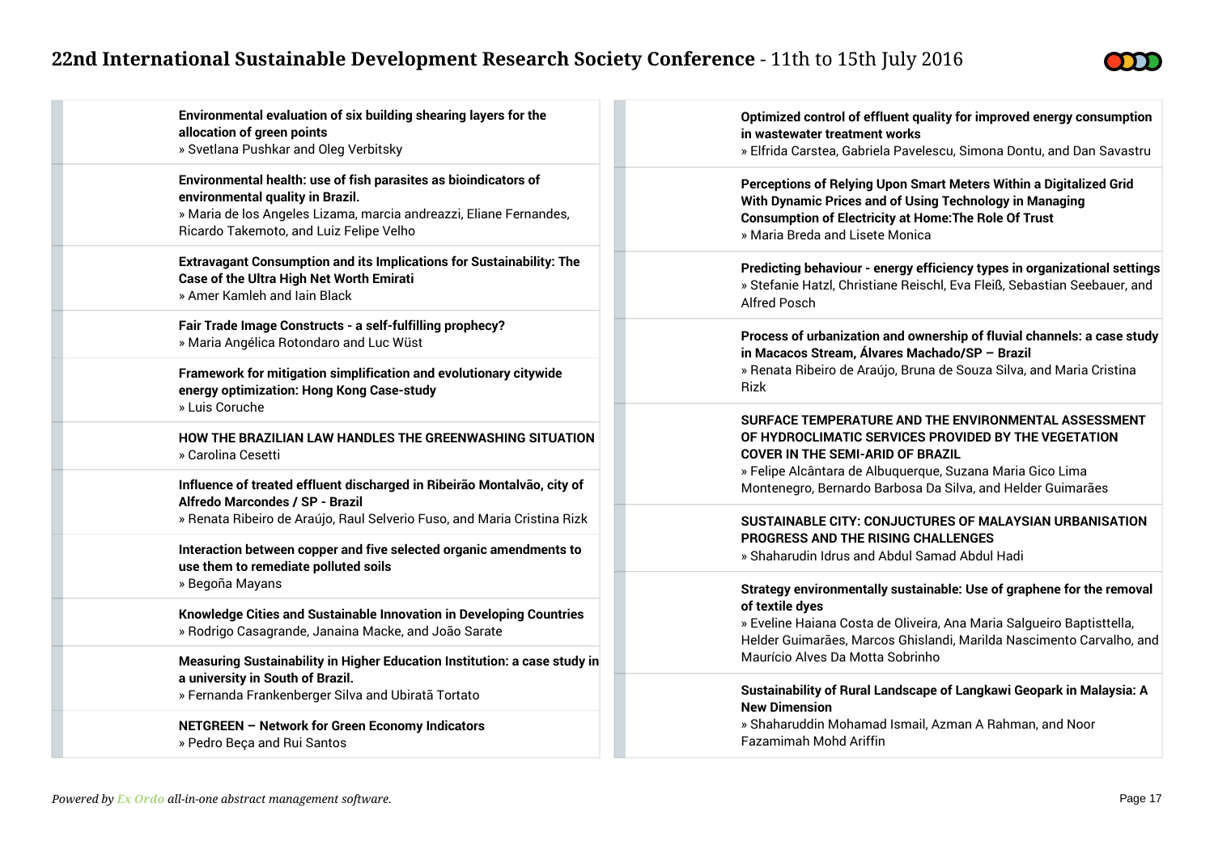**Environmental evaluation of six building shearing layers for the allocation of green points**
» Svetlana Pushkar and Oleg Verbitsky

**Environmental health: use of fish parasites as bioindicators of environmental quality in Brazil.**
» Maria de los Angeles Lizama, marcia andreazzi, Eliane Fernandes, Ricardo Takemoto, and Luiz Felipe Velho

**Extravagant Consumption and its Implications for Sustainability: The Case of the Ultra High Net Worth Emirati**
» Amer Kamleh and Iain Black

**Fair Trade Image Constructs - a self-fulfilling prophecy?**
» Maria Angélica Rotondaro and Luc Wüst

**Framework for mitigation simplification and evolutionary citywide energy optimization: Hong Kong Case-study**
» Luis Coruche

**HOW THE BRAZILIAN LAW HANDLES THE GREENWASHING SITUATION**
» Carolina Cesetti

**Influence of treated effluent discharged in Ribeirão Montalvão, city of Alfredo Marcondes / SP - Brazil**
» Renata Ribeiro de Araújo, Raul Selverio Fuso, and Maria Cristina Rizk

**Interaction between copper and five selected organic amendments to use them to remediate polluted soils**
» Begoña Mayans

**Knowledge Cities and Sustainable Innovation in Developing Countries**
» Rodrigo Casagrande, Janaina Macke, and João Sarate

**Measuring Sustainability in Higher Education Institution: a case study in a university in South of Brazil.**
» Fernanda Frankenberger Silva and Ubiratã Tortato

**NETGREEN – Network for Green Economy Indicators**
» Pedro Beça and Rui Santos

**Optimized control of effluent quality for improved energy consumption in wastewater treatment works**
» Elfrida Carstea, Gabriela Pavelescu, Simona Dontu, and Dan Savastru

**Perceptions of Relying Upon Smart Meters Within a Digitalized Grid With Dynamic Prices and of Using Technology in Managing Consumption of Electricity at Home:The Role Of Trust**
» Maria Breda and Lisete Monica

**Predicting behaviour - energy efficiency types in organizational settings**
» Stefanie Hatzl, Christiane Reischl, Eva Fleiß, Sebastian Seebauer, and Alfred Posch

**Process of urbanization and ownership of fluvial channels: a case study in Macacos Stream, Álvares Machado/SP – Brazil**
» Renata Ribeiro de Araújo, Bruna de Souza Silva, and Maria Cristina Rizk

**SURFACE TEMPERATURE AND THE ENVIRONMENTAL ASSESSMENT OF HYDROCLIMATIC SERVICES PROVIDED BY THE VEGETATION COVER IN THE SEMI-ARID OF BRAZIL**
» Felipe Alcântara de Albuquerque, Suzana Maria Gico Lima Montenegro, Bernardo Barbosa Da Silva, and Helder Guimarães

**SUSTAINABLE CITY: CONJUCTURES OF MALAYSIAN URBANISATION PROGRESS AND THE RISING CHALLENGES**
» Shaharudin Idrus and Abdul Samad Abdul Hadi

**Strategy environmentally sustainable: Use of graphene for the removal of textile dyes**
» Eveline Haiana Costa de Oliveira, Ana Maria Salgueiro Baptisttella, Helder Guimarães, Marcos Ghislandi, Marilda Nascimento Carvalho, and Maurício Alves Da Motta Sobrinho

**Sustainability of Rural Landscape of Langkawi Geopark in Malaysia: A New Dimension**
» Shaharuddin Mohamad Ismail, Azman A Rahman, and Noor Fazamimah Mohd Ariffin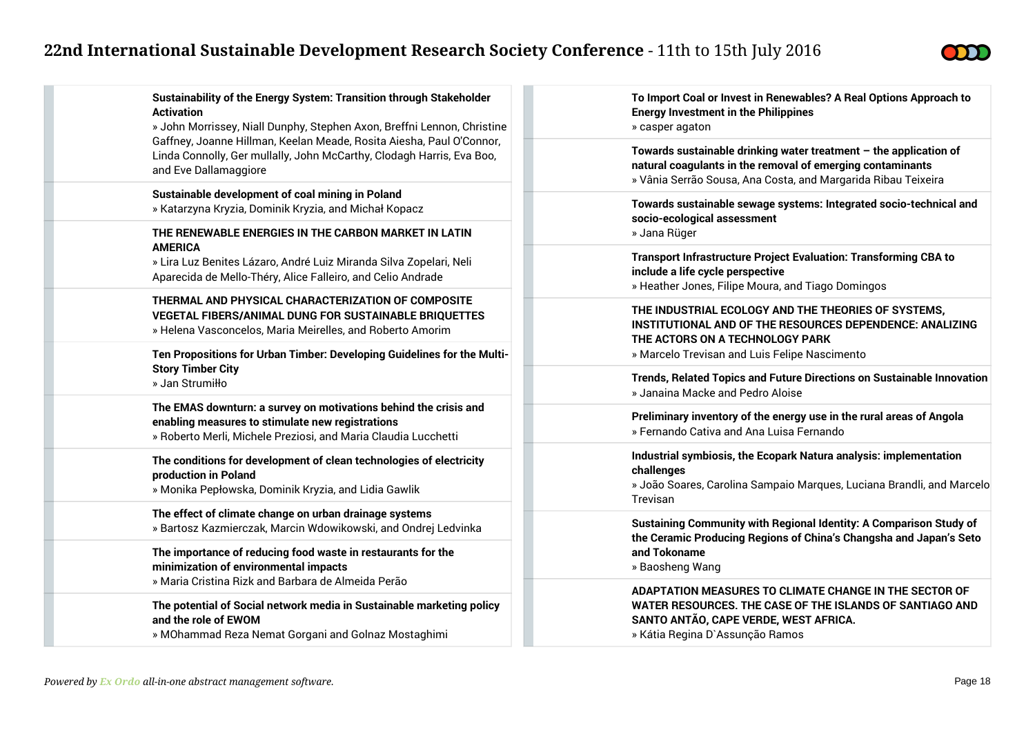**Sustainability of the Energy System: Transition through Stakeholder Activation**
» John Morrissey, Niall Dunphy, Stephen Axon, Breffni Lennon, Christine Gaffney, Joanne Hillman, Keelan Meade, Rosita Aiesha, Paul O'Connor, Linda Connolly, Ger mullally, John McCarthy, Clodagh Harris, Eva Boo, and Eve Dallamaggiore

**Sustainable development of coal mining in Poland**
» Katarzyna Kryzia, Dominik Kryzia, and Michał Kopacz

**THE RENEWABLE ENERGIES IN THE CARBON MARKET IN LATIN AMERICA**
» Lira Luz Benites Lázaro, André Luiz Miranda Silva Zopelari, Neli Aparecida de Mello-Théry, Alice Falleiro, and Celio Andrade

**THERMAL AND PHYSICAL CHARACTERIZATION OF COMPOSITE VEGETAL FIBERS/ANIMAL DUNG FOR SUSTAINABLE BRIQUETTES**
» Helena Vasconcelos, Maria Meirelles, and Roberto Amorim

**Ten Propositions for Urban Timber: Developing Guidelines for the Multi-Story Timber City**
» Jan Strumiłło

**The EMAS downturn: a survey on motivations behind the crisis and enabling measures to stimulate new registrations**
» Roberto Merli, Michele Preziosi, and Maria Claudia Lucchetti

**The conditions for development of clean technologies of electricity production in Poland**
» Monika Pepłowska, Dominik Kryzia, and Lidia Gawlik

**The effect of climate change on urban drainage systems**
» Bartosz Kazmierczak, Marcin Wdowikowski, and Ondrej Ledvinka

**The importance of reducing food waste in restaurants for the minimization of environmental impacts**
» Maria Cristina Rizk and Barbara de Almeida Perão

**The potential of Social network media in Sustainable marketing policy and the role of EWOM**
» MOhammad Reza Nemat Gorgani and Golnaz Mostaghimi

**To Import Coal or Invest in Renewables? A Real Options Approach to Energy Investment in the Philippines**
» casper agaton

**Towards sustainable drinking water treatment – the application of natural coagulants in the removal of emerging contaminants**
» Vânia Serrão Sousa, Ana Costa, and Margarida Ribau Teixeira

**Towards sustainable sewage systems: Integrated socio-technical and socio-ecological assessment**
» Jana Rüger

**Transport Infrastructure Project Evaluation: Transforming CBA to include a life cycle perspective**
» Heather Jones, Filipe Moura, and Tiago Domingos

**THE INDUSTRIAL ECOLOGY AND THE THEORIES OF SYSTEMS, INSTITUTIONAL AND OF THE RESOURCES DEPENDENCE: ANALIZING THE ACTORS ON A TECHNOLOGY PARK**
» Marcelo Trevisan and Luis Felipe Nascimento

**Trends, Related Topics and Future Directions on Sustainable Innovation**
» Janaina Macke and Pedro Aloise

**Preliminary inventory of the energy use in the rural areas of Angola**
» Fernando Cativa and Ana Luisa Fernando

**Industrial symbiosis, the Ecopark Natura analysis: implementation challenges**
» João Soares, Carolina Sampaio Marques, Luciana Brandli, and Marcelo Trevisan

**Sustaining Community with Regional Identity: A Comparison Study of the Ceramic Producing Regions of China's Changsha and Japan's Seto and Tokoname**
» Baosheng Wang

**ADAPTATION MEASURES TO CLIMATE CHANGE IN THE SECTOR OF WATER RESOURCES. THE CASE OF THE ISLANDS OF SANTIAGO AND SANTO ANTÃO, CAPE VERDE, WEST AFRICA.**
» Kátia Regina D`Assunção Ramos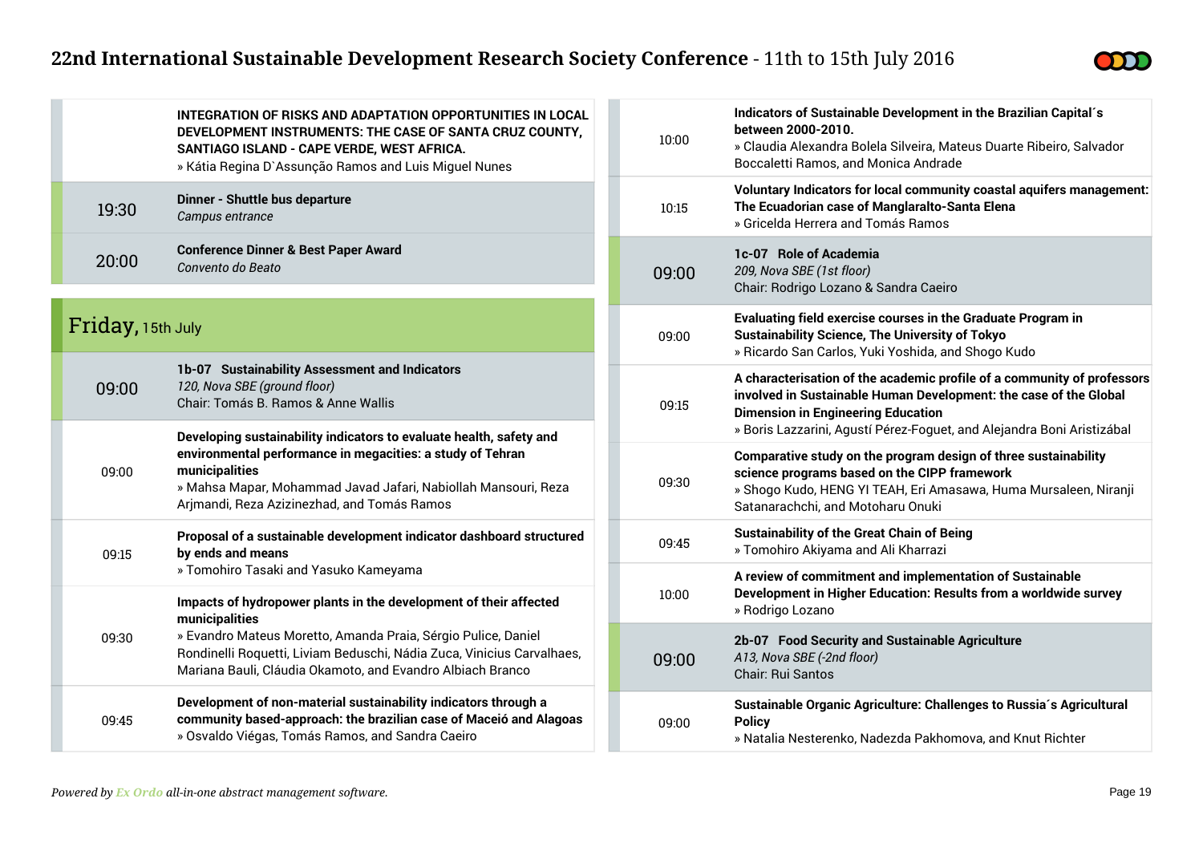**INTEGRATION OF RISKS AND ADAPTATION OPPORTUNITIES IN LOCAL DEVELOPMENT INSTRUMENTS: THE CASE OF SANTA CRUZ COUNTY, SANTIAGO ISLAND - CAPE VERDE, WEST AFRICA.**
» Kátia Regina D`Assunção Ramos and Luis Miguel Nunes

| | |
|---|---|
| 19:30 | **Dinner - Shuttle bus departure**<br>*Campus entrance* |
| 20:00 | **Conference Dinner & Best Paper Award**<br>*Convento do Beato* |

## Friday, 15th July

| | |
|---|---|
| 09:00 | **1b-07 Sustainability Assessment and Indicators**<br>*120, Nova SBE (ground floor)*<br>Chair: Tomás B. Ramos & Anne Wallis |
| 09:00 | **Developing sustainability indicators to evaluate health, safety and environmental performance in megacities: a study of Tehran municipalities**<br>» Mahsa Mapar, Mohammad Javad Jafari, Nabiollah Mansouri, Reza Arjmandi, Reza Azizinezhad, and Tomás Ramos |
| 09:15 | **Proposal of a sustainable development indicator dashboard structured by ends and means**<br>» Tomohiro Tasaki and Yasuko Kameyama |
| 09:30 | **Impacts of hydropower plants in the development of their affected municipalities**<br>» Evandro Mateus Moretto, Amanda Praia, Sérgio Pulice, Daniel Rondinelli Roquetti, Liviam Beduschi, Nádia Zuca, Vinicius Carvalhaes, Mariana Bauli, Cláudia Okamoto, and Evandro Albiach Branco |
| 09:45 | **Development of non-material sustainability indicators through a community based-approach: the brazilian case of Maceió and Alagoas**<br>» Osvaldo Viégas, Tomás Ramos, and Sandra Caeiro |
| 10:00 | **Indicators of Sustainable Development in the Brazilian Capital´s between 2000-2010.**<br>» Claudia Alexandra Bolela Silveira, Mateus Duarte Ribeiro, Salvador Boccaletti Ramos, and Monica Andrade |
| 10:15 | **Voluntary Indicators for local community coastal aquifers management: The Ecuadorian case of Manglaralto-Santa Elena**<br>» Gricelda Herrera and Tomás Ramos |

| | |
|---|---|
| 09:00 | **1c-07 Role of Academia**<br>*209, Nova SBE (1st floor)*<br>Chair: Rodrigo Lozano & Sandra Caeiro |
| 09:00 | **Evaluating field exercise courses in the Graduate Program in Sustainability Science, The University of Tokyo**<br>» Ricardo San Carlos, Yuki Yoshida, and Shogo Kudo |
| 09:15 | **A characterisation of the academic profile of a community of professors involved in Sustainable Human Development: the case of the Global Dimension in Engineering Education**<br>» Boris Lazzarini, Agustí Pérez-Foguet, and Alejandra Boni Aristizábal |
| 09:30 | **Comparative study on the program design of three sustainability science programs based on the CIPP framework**<br>» Shogo Kudo, HENG YI TEAH, Eri Amasawa, Huma Mursaleen, Niranji Satanarachchi, and Motoharu Onuki |
| 09:45 | **Sustainability of the Great Chain of Being**<br>» Tomohiro Akiyama and Ali Kharrazi |
| 10:00 | **A review of commitment and implementation of Sustainable Development in Higher Education: Results from a worldwide survey**<br>» Rodrigo Lozano |

| | |
|---|---|
| 09:00 | **2b-07 Food Security and Sustainable Agriculture**<br>*A13, Nova SBE (-2nd floor)*<br>Chair: Rui Santos |
| 09:00 | **Sustainable Organic Agriculture: Challenges to Russia´s Agricultural Policy**<br>» Natalia Nesterenko, Nadezda Pakhomova, and Knut Richter |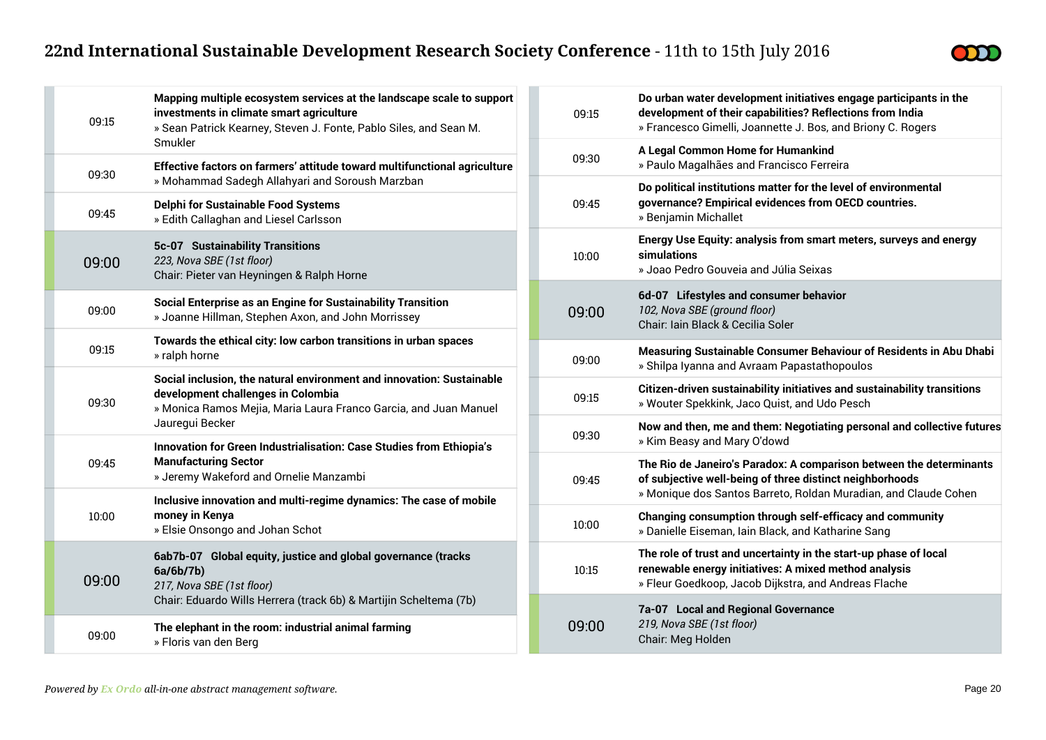**09:15** — **Mapping multiple ecosystem services at the landscape scale to support investments in climate smart agriculture**
» Sean Patrick Kearney, Steven J. Fonte, Pablo Siles, and Sean M. Smukler

**09:30** — **Effective factors on farmers' attitude toward multifunctional agriculture**
» Mohammad Sadegh Allahyari and Soroush Marzban

**09:45** — **Delphi for Sustainable Food Systems**
» Edith Callaghan and Liesel Carlsson

## 09:00 — 5c-07 Sustainability Transitions

*223, Nova SBE (1st floor)*
Chair: Pieter van Heyningen & Ralph Horne

**09:00** — **Social Enterprise as an Engine for Sustainability Transition**
» Joanne Hillman, Stephen Axon, and John Morrissey

**09:15** — **Towards the ethical city: low carbon transitions in urban spaces**
» ralph horne

**09:30** — **Social inclusion, the natural environment and innovation: Sustainable development challenges in Colombia**
» Monica Ramos Mejia, Maria Laura Franco Garcia, and Juan Manuel Jauregui Becker

**09:45** — **Innovation for Green Industrialisation: Case Studies from Ethiopia's Manufacturing Sector**
» Jeremy Wakeford and Ornelie Manzambi

**10:00** — **Inclusive innovation and multi-regime dynamics: The case of mobile money in Kenya**
» Elsie Onsongo and Johan Schot

## 09:00 — 6ab7b-07 Global equity, justice and global governance (tracks 6a/6b/7b)

*217, Nova SBE (1st floor)*
Chair: Eduardo Wills Herrera (track 6b) & Martijin Scheltema (7b)

**09:00** — **The elephant in the room: industrial animal farming**
» Floris van den Berg

**09:15** — **Do urban water development initiatives engage participants in the development of their capabilities? Reflections from India**
» Francesco Gimelli, Joannette J. Bos, and Briony C. Rogers

**09:30** — **A Legal Common Home for Humankind**
» Paulo Magalhães and Francisco Ferreira

**09:45** — **Do political institutions matter for the level of environmental governance? Empirical evidences from OECD countries.**
» Benjamin Michallet

**10:00** — **Energy Use Equity: analysis from smart meters, surveys and energy simulations**
» Joao Pedro Gouveia and Júlia Seixas

## 09:00 — 6d-07 Lifestyles and consumer behavior

*102, Nova SBE (ground floor)*
Chair: Iain Black & Cecilia Soler

**09:00** — **Measuring Sustainable Consumer Behaviour of Residents in Abu Dhabi**
» Shilpa Iyanna and Avraam Papastathopoulos

**09:15** — **Citizen-driven sustainability initiatives and sustainability transitions**
» Wouter Spekkink, Jaco Quist, and Udo Pesch

**09:30** — **Now and then, me and them: Negotiating personal and collective futures**
» Kim Beasy and Mary O'dowd

**09:45** — **The Rio de Janeiro's Paradox: A comparison between the determinants of subjective well-being of three distinct neighborhoods**
» Monique dos Santos Barreto, Roldan Muradian, and Claude Cohen

**10:00** — **Changing consumption through self-efficacy and community**
» Danielle Eiseman, Iain Black, and Katharine Sang

**10:15** — **The role of trust and uncertainty in the start-up phase of local renewable energy initiatives: A mixed method analysis**
» Fleur Goedkoop, Jacob Dijkstra, and Andreas Flache

## 09:00 — 7a-07 Local and Regional Governance

*219, Nova SBE (1st floor)*
Chair: Meg Holden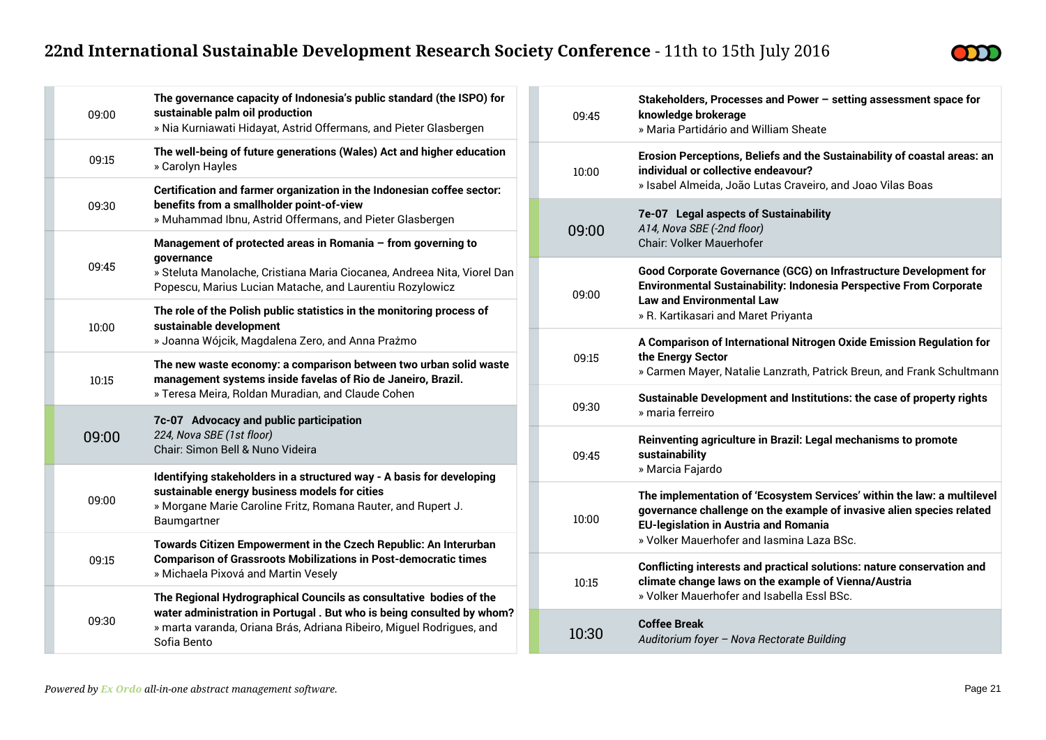| | |
|---|---|
| 09:00 | **The governance capacity of Indonesia's public standard (the ISPO) for sustainable palm oil production**<br>» Nia Kurniawati Hidayat, Astrid Offermans, and Pieter Glasbergen |
| 09:15 | **The well-being of future generations (Wales) Act and higher education**<br>» Carolyn Hayles |
| 09:30 | **Certification and farmer organization in the Indonesian coffee sector: benefits from a smallholder point-of-view**<br>» Muhammad Ibnu, Astrid Offermans, and Pieter Glasbergen |
| 09:45 | **Management of protected areas in Romania – from governing to governance**<br>» Steluta Manolache, Cristiana Maria Ciocanea, Andreea Nita, Viorel Dan Popescu, Marius Lucian Matache, and Laurentiu Rozylowicz |
| 10:00 | **The role of the Polish public statistics in the monitoring process of sustainable development**<br>» Joanna Wójcik, Magdalena Zero, and Anna Prażmo |
| 10:15 | **The new waste economy: a comparison between two urban solid waste management systems inside favelas of Rio de Janeiro, Brazil.**<br>» Teresa Meira, Roldan Muradian, and Claude Cohen |
| **09:00** | **7c-07 Advocacy and public participation**<br>*224, Nova SBE (1st floor)*<br>Chair: Simon Bell & Nuno Videira |
| 09:00 | **Identifying stakeholders in a structured way - A basis for developing sustainable energy business models for cities**<br>» Morgane Marie Caroline Fritz, Romana Rauter, and Rupert J. Baumgartner |
| 09:15 | **Towards Citizen Empowerment in the Czech Republic: An Interurban Comparison of Grassroots Mobilizations in Post-democratic times**<br>» Michaela Pixová and Martin Vesely |
| 09:30 | **The Regional Hydrographical Councils as consultative bodies of the water administration in Portugal . But who is being consulted by whom?**<br>» marta varanda, Oriana Brás, Adriana Ribeiro, Miguel Rodrigues, and Sofia Bento |
| 09:45 | **Stakeholders, Processes and Power – setting assessment space for knowledge brokerage**<br>» Maria Partidário and William Sheate |
| 10:00 | **Erosion Perceptions, Beliefs and the Sustainability of coastal areas: an individual or collective endeavour?**<br>» Isabel Almeida, João Lutas Craveiro, and Joao Vilas Boas |
| **09:00** | **7e-07 Legal aspects of Sustainability**<br>*A14, Nova SBE (-2nd floor)*<br>Chair: Volker Mauerhofer |
| 09:00 | **Good Corporate Governance (GCG) on Infrastructure Development for Environmental Sustainability: Indonesia Perspective From Corporate Law and Environmental Law**<br>» R. Kartikasari and Maret Priyanta |
| 09:15 | **A Comparison of International Nitrogen Oxide Emission Regulation for the Energy Sector**<br>» Carmen Mayer, Natalie Lanzrath, Patrick Breun, and Frank Schultmann |
| 09:30 | **Sustainable Development and Institutions: the case of property rights**<br>» maria ferreiro |
| 09:45 | **Reinventing agriculture in Brazil: Legal mechanisms to promote sustainability**<br>» Marcia Fajardo |
| 10:00 | **The implementation of 'Ecosystem Services' within the law: a multilevel governance challenge on the example of invasive alien species related EU-legislation in Austria and Romania**<br>» Volker Mauerhofer and Iasmina Laza BSc. |
| 10:15 | **Conflicting interests and practical solutions: nature conservation and climate change laws on the example of Vienna/Austria**<br>» Volker Mauerhofer and Isabella Essl BSc. |
| **10:30** | **Coffee Break**<br>*Auditorium foyer – Nova Rectorate Building* |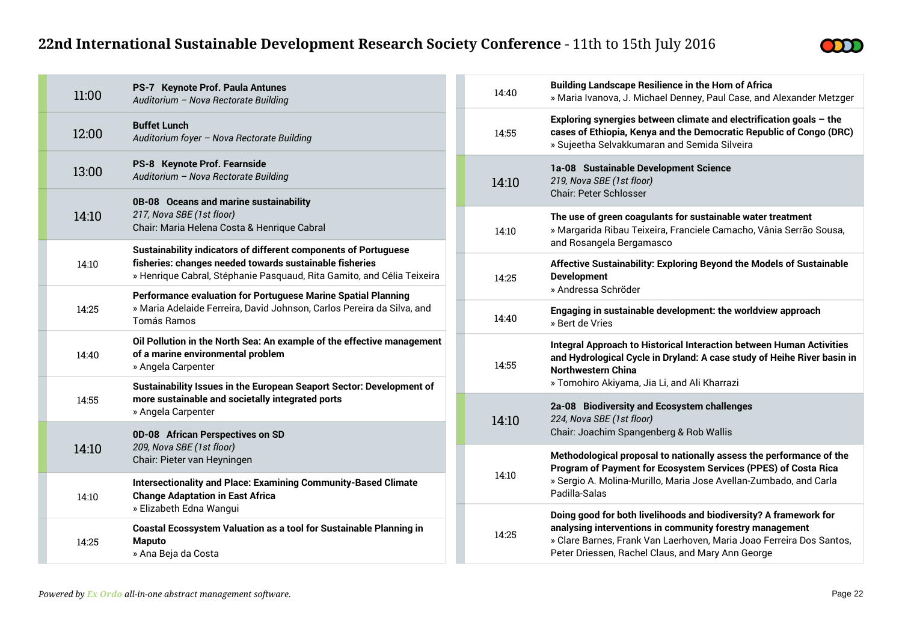| Time | Session |
|---|---|
| 11:00 | **PS-7 Keynote Prof. Paula Antunes**<br>*Auditorium – Nova Rectorate Building* |
| 12:00 | **Buffet Lunch**<br>*Auditorium foyer – Nova Rectorate Building* |
| 13:00 | **PS-8 Keynote Prof. Fearnside**<br>*Auditorium – Nova Rectorate Building* |
| 14:10 | **0B-08 Oceans and marine sustainability**<br>*217, Nova SBE (1st floor)*<br>Chair: Maria Helena Costa & Henrique Cabral |
| 14:10 | **Sustainability indicators of different components of Portuguese fisheries: changes needed towards sustainable fisheries**<br>» Henrique Cabral, Stéphanie Pasquaud, Rita Gamito, and Célia Teixeira |
| 14:25 | **Performance evaluation for Portuguese Marine Spatial Planning**<br>» Maria Adelaide Ferreira, David Johnson, Carlos Pereira da Silva, and Tomás Ramos |
| 14:40 | **Oil Pollution in the North Sea: An example of the effective management of a marine environmental problem**<br>» Angela Carpenter |
| 14:55 | **Sustainability Issues in the European Seaport Sector: Development of more sustainable and societally integrated ports**<br>» Angela Carpenter |
| 14:10 | **0D-08 African Perspectives on SD**<br>*209, Nova SBE (1st floor)*<br>Chair: Pieter van Heyningen |
| 14:10 | **Intersectionality and Place: Examining Community-Based Climate Change Adaptation in East Africa**<br>» Elizabeth Edna Wangui |
| 14:25 | **Coastal Ecossystem Valuation as a tool for Sustainable Planning in Maputo**<br>» Ana Beja da Costa |
| 14:40 | **Building Landscape Resilience in the Horn of Africa**<br>» Maria Ivanova, J. Michael Denney, Paul Case, and Alexander Metzger |
| 14:55 | **Exploring synergies between climate and electrification goals – the cases of Ethiopia, Kenya and the Democratic Republic of Congo (DRC)**<br>» Sujeetha Selvakkumaran and Semida Silveira |
| 14:10 | **1a-08 Sustainable Development Science**<br>*219, Nova SBE (1st floor)*<br>Chair: Peter Schlosser |
| 14:10 | **The use of green coagulants for sustainable water treatment**<br>» Margarida Ribau Teixeira, Franciele Camacho, Vânia Serrão Sousa, and Rosangela Bergamasco |
| 14:25 | **Affective Sustainability: Exploring Beyond the Models of Sustainable Development**<br>» Andressa Schröder |
| 14:40 | **Engaging in sustainable development: the worldview approach**<br>» Bert de Vries |
| 14:55 | **Integral Approach to Historical Interaction between Human Activities and Hydrological Cycle in Dryland: A case study of Heihe River basin in Northwestern China**<br>» Tomohiro Akiyama, Jia Li, and Ali Kharrazi |
| 14:10 | **2a-08 Biodiversity and Ecosystem challenges**<br>*224, Nova SBE (1st floor)*<br>Chair: Joachim Spangenberg & Rob Wallis |
| 14:10 | **Methodological proposal to nationally assess the performance of the Program of Payment for Ecosystem Services (PPES) of Costa Rica**<br>» Sergio A. Molina-Murillo, Maria Jose Avellan-Zumbado, and Carla Padilla-Salas |
| 14:25 | **Doing good for both livelihoods and biodiversity? A framework for analysing interventions in community forestry management**<br>» Clare Barnes, Frank Van Laerhoven, Maria Joao Ferreira Dos Santos, Peter Driessen, Rachel Claus, and Mary Ann George |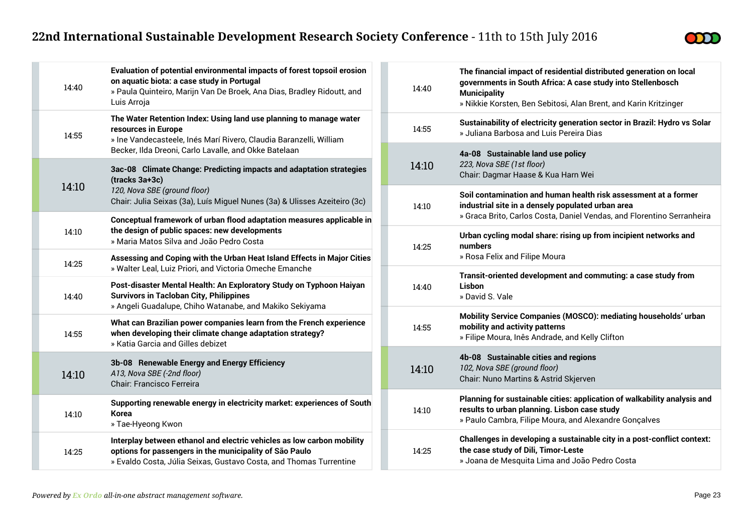| | |
|---|---|
| 14:40 | **Evaluation of potential environmental impacts of forest topsoil erosion on aquatic biota: a case study in Portugal** » Paula Quinteiro, Marijn Van De Broek, Ana Dias, Bradley Ridoutt, and Luis Arroja |
| 14:55 | **The Water Retention Index: Using land use planning to manage water resources in Europe** » Ine Vandecasteele, Inés Marí Rivero, Claudia Baranzelli, William Becker, Ilda Dreoni, Carlo Lavalle, and Okke Batelaan |

| | |
|---|---|
| **14:10** | **3ac-08 Climate Change: Predicting impacts and adaptation strategies (tracks 3a+3c)** *120, Nova SBE (ground floor)* Chair: Julia Seixas (3a), Luís Miguel Nunes (3a) & Ulisses Azeiteiro (3c) |
| 14:10 | **Conceptual framework of urban flood adaptation measures applicable in the design of public spaces: new developments** » Maria Matos Silva and João Pedro Costa |
| 14:25 | **Assessing and Coping with the Urban Heat Island Effects in Major Cities** » Walter Leal, Luiz Priori, and Victoria Omeche Emanche |
| 14:40 | **Post-disaster Mental Health: An Exploratory Study on Typhoon Haiyan Survivors in Tacloban City, Philippines** » Angeli Guadalupe, Chiho Watanabe, and Makiko Sekiyama |
| 14:55 | **What can Brazilian power companies learn from the French experience when developing their climate change adaptation strategy?** » Katia Garcia and Gilles debizet |

| | |
|---|---|
| **14:10** | **3b-08 Renewable Energy and Energy Efficiency** *A13, Nova SBE (-2nd floor)* Chair: Francisco Ferreira |
| 14:10 | **Supporting renewable energy in electricity market: experiences of South Korea** » Tae-Hyeong Kwon |
| 14:25 | **Interplay between ethanol and electric vehicles as low carbon mobility options for passengers in the municipality of São Paulo** » Evaldo Costa, Júlia Seixas, Gustavo Costa, and Thomas Turrentine |
| 14:40 | **The financial impact of residential distributed generation on local governments in South Africa: A case study into Stellenbosch Municipality** » Nikkie Korsten, Ben Sebitosi, Alan Brent, and Karin Kritzinger |
| 14:55 | **Sustainability of electricity generation sector in Brazil: Hydro vs Solar** » Juliana Barbosa and Luis Pereira Dias |

| | |
|---|---|
| **14:10** | **4a-08 Sustainable land use policy** *223, Nova SBE (1st floor)* Chair: Dagmar Haase & Kua Harn Wei |
| 14:10 | **Soil contamination and human health risk assessment at a former industrial site in a densely populated urban area** » Graca Brito, Carlos Costa, Daniel Vendas, and Florentino Serranheira |
| 14:25 | **Urban cycling modal share: rising up from incipient networks and numbers** » Rosa Felix and Filipe Moura |
| 14:40 | **Transit-oriented development and commuting: a case study from Lisbon** » David S. Vale |
| 14:55 | **Mobility Service Companies (MOSCO): mediating households' urban mobility and activity patterns** » Filipe Moura, Inês Andrade, and Kelly Clifton |

| | |
|---|---|
| **14:10** | **4b-08 Sustainable cities and regions** *102, Nova SBE (ground floor)* Chair: Nuno Martins & Astrid Skjerven |
| 14:10 | **Planning for sustainable cities: application of walkability analysis and results to urban planning. Lisbon case study** » Paulo Cambra, Filipe Moura, and Alexandre Gonçalves |
| 14:25 | **Challenges in developing a sustainable city in a post-conflict context: the case study of Dili, Timor-Leste** » Joana de Mesquita Lima and João Pedro Costa |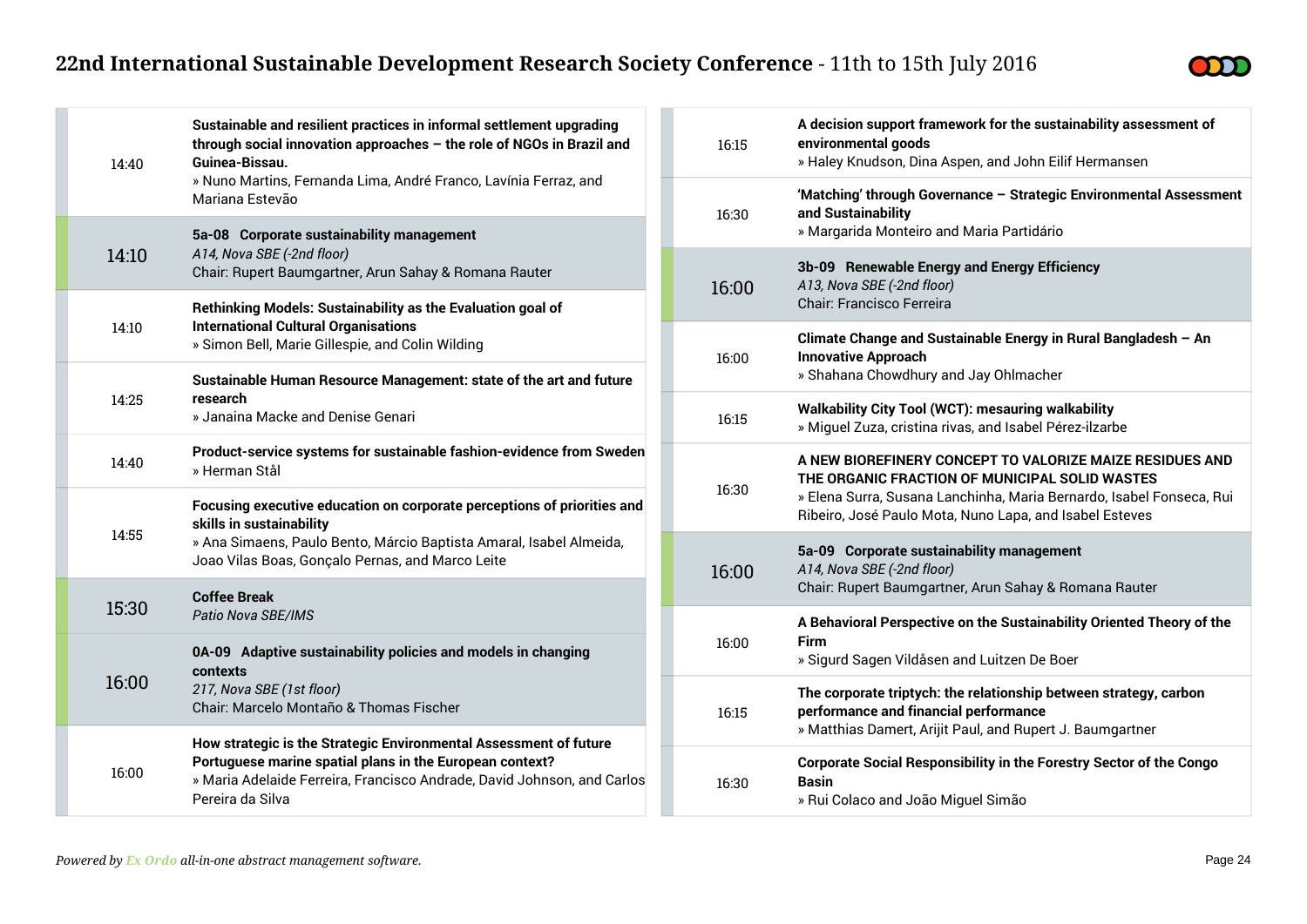**14:40** — **Sustainable and resilient practices in informal settlement upgrading through social innovation approaches – the role of NGOs in Brazil and Guinea-Bissau.**
» Nuno Martins, Fernanda Lima, André Franco, Lavínia Ferraz, and Mariana Estevão

### 14:10 — 5a-08 Corporate sustainability management
*A14, Nova SBE (-2nd floor)*
Chair: Rupert Baumgartner, Arun Sahay & Romana Rauter

**14:10** — **Rethinking Models: Sustainability as the Evaluation goal of International Cultural Organisations**
» Simon Bell, Marie Gillespie, and Colin Wilding

**14:25** — **Sustainable Human Resource Management: state of the art and future research**
» Janaina Macke and Denise Genari

**14:40** — **Product-service systems for sustainable fashion-evidence from Sweden**
» Herman Stål

**14:55** — **Focusing executive education on corporate perceptions of priorities and skills in sustainability**
» Ana Simaens, Paulo Bento, Márcio Baptista Amaral, Isabel Almeida, Joao Vilas Boas, Gonçalo Pernas, and Marco Leite

### 15:30 — Coffee Break
*Patio Nova SBE/IMS*

### 16:00 — 0A-09 Adaptive sustainability policies and models in changing contexts
*217, Nova SBE (1st floor)*
Chair: Marcelo Montaño & Thomas Fischer

**16:00** — **How strategic is the Strategic Environmental Assessment of future Portuguese marine spatial plans in the European context?**
» Maria Adelaide Ferreira, Francisco Andrade, David Johnson, and Carlos Pereira da Silva

**16:15** — **A decision support framework for the sustainability assessment of environmental goods**
» Haley Knudson, Dina Aspen, and John Eilif Hermansen

**16:30** — **'Matching' through Governance – Strategic Environmental Assessment and Sustainability**
» Margarida Monteiro and Maria Partidário

### 16:00 — 3b-09 Renewable Energy and Energy Efficiency
*A13, Nova SBE (-2nd floor)*
Chair: Francisco Ferreira

**16:00** — **Climate Change and Sustainable Energy in Rural Bangladesh – An Innovative Approach**
» Shahana Chowdhury and Jay Ohlmacher

**16:15** — **Walkability City Tool (WCT): mesuring walkability**
» Miguel Zuza, cristina rivas, and Isabel Pérez-ilzarbe

**16:30** — **A NEW BIOREFINERY CONCEPT TO VALORIZE MAIZE RESIDUES AND THE ORGANIC FRACTION OF MUNICIPAL SOLID WASTES**
» Elena Surra, Susana Lanchinha, Maria Bernardo, Isabel Fonseca, Rui Ribeiro, José Paulo Mota, Nuno Lapa, and Isabel Esteves

### 16:00 — 5a-09 Corporate sustainability management
*A14, Nova SBE (-2nd floor)*
Chair: Rupert Baumgartner, Arun Sahay & Romana Rauter

**16:00** — **A Behavioral Perspective on the Sustainability Oriented Theory of the Firm**
» Sigurd Sagen Vildåsen and Luitzen De Boer

**16:15** — **The corporate triptych: the relationship between strategy, carbon performance and financial performance**
» Matthias Damert, Arijit Paul, and Rupert J. Baumgartner

**16:30** — **Corporate Social Responsibility in the Forestry Sector of the Congo Basin**
» Rui Colaco and João Miguel Simão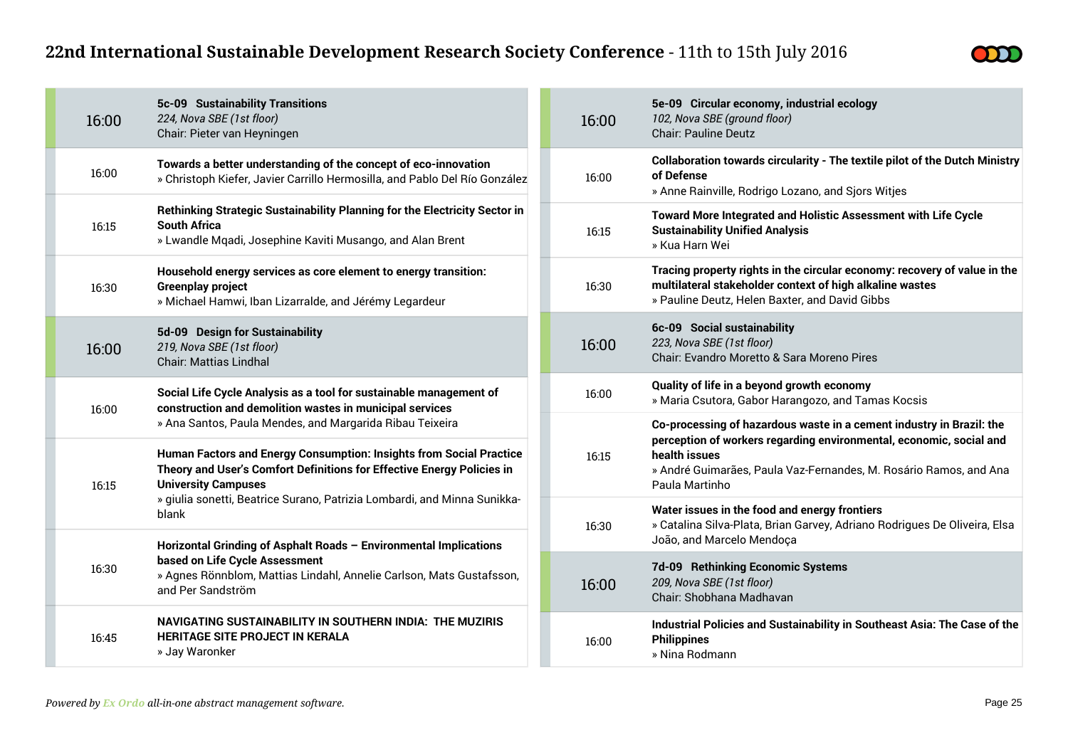## 16:00 — 5c-09 Sustainability Transitions

*224, Nova SBE (1st floor)*
Chair: Pieter van Heyningen

| Time | Presentation |
|---|---|
| 16:00 | **Towards a better understanding of the concept of eco-innovation** » Christoph Kiefer, Javier Carrillo Hermosilla, and Pablo Del Río González |
| 16:15 | **Rethinking Strategic Sustainability Planning for the Electricity Sector in South Africa** » Lwandle Mqadi, Josephine Kaviti Musango, and Alan Brent |
| 16:30 | **Household energy services as core element to energy transition: Greenplay project** » Michael Hamwi, Iban Lizarralde, and Jérémy Legardeur |

## 16:00 — 5d-09 Design for Sustainability

*219, Nova SBE (1st floor)*
Chair: Mattias Lindhal

| Time | Presentation |
|---|---|
| 16:00 | **Social Life Cycle Analysis as a tool for sustainable management of construction and demolition wastes in municipal services** » Ana Santos, Paula Mendes, and Margarida Ribau Teixeira |
| 16:15 | **Human Factors and Energy Consumption: Insights from Social Practice Theory and User's Comfort Definitions for Effective Energy Policies in University Campuses** » giulia sonetti, Beatrice Surano, Patrizia Lombardi, and Minna Sunikka-blank |
| 16:30 | **Horizontal Grinding of Asphalt Roads – Environmental Implications based on Life Cycle Assessment** » Agnes Rönnblom, Mattias Lindahl, Annelie Carlson, Mats Gustafsson, and Per Sandström |
| 16:45 | **NAVIGATING SUSTAINABILITY IN SOUTHERN INDIA: THE MUZIRIS HERITAGE SITE PROJECT IN KERALA** » Jay Waronker |

## 16:00 — 5e-09 Circular economy, industrial ecology

*102, Nova SBE (ground floor)*
Chair: Pauline Deutz

| Time | Presentation |
|---|---|
| 16:00 | **Collaboration towards circularity - The textile pilot of the Dutch Ministry of Defense** » Anne Rainville, Rodrigo Lozano, and Sjors Witjes |
| 16:15 | **Toward More Integrated and Holistic Assessment with Life Cycle Sustainability Unified Analysis** » Kua Harn Wei |
| 16:30 | **Tracing property rights in the circular economy: recovery of value in the multilateral stakeholder context of high alkaline wastes** » Pauline Deutz, Helen Baxter, and David Gibbs |

## 16:00 — 6c-09 Social sustainability

*223, Nova SBE (1st floor)*
Chair: Evandro Moretto & Sara Moreno Pires

| Time | Presentation |
|---|---|
| 16:00 | **Quality of life in a beyond growth economy** » Maria Csutora, Gabor Harangozo, and Tamas Kocsis |
| 16:15 | **Co-processing of hazardous waste in a cement industry in Brazil: the perception of workers regarding environmental, economic, social and health issues** » André Guimarães, Paula Vaz-Fernandes, M. Rosário Ramos, and Ana Paula Martinho |
| 16:30 | **Water issues in the food and energy frontiers** » Catalina Silva-Plata, Brian Garvey, Adriano Rodrigues De Oliveira, Elsa João, and Marcelo Mendoça |

## 16:00 — 7d-09 Rethinking Economic Systems

*209, Nova SBE (1st floor)*
Chair: Shobhana Madhavan

| Time | Presentation |
|---|---|
| 16:00 | **Industrial Policies and Sustainability in Southeast Asia: The Case of the Philippines** » Nina Rodmann |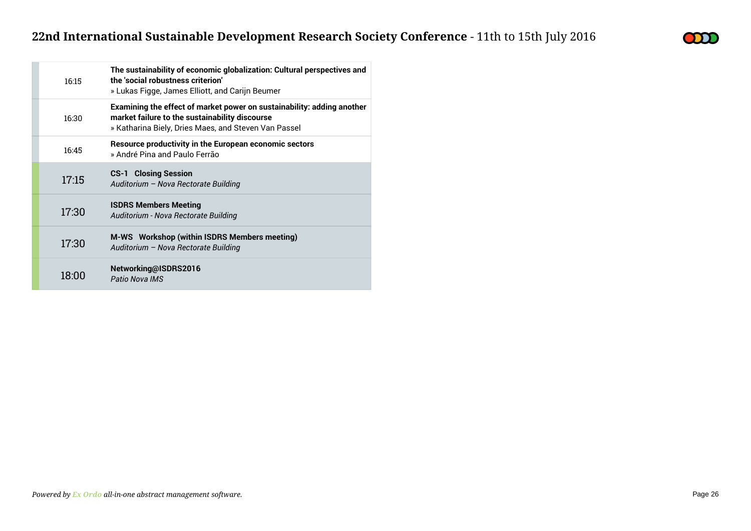| | |
|---|---|
| 16:15 | **The sustainability of economic globalization: Cultural perspectives and the 'social robustness criterion'** » Lukas Figge, James Elliott, and Carijn Beumer |
| 16:30 | **Examining the effect of market power on sustainability: adding another market failure to the sustainability discourse** » Katharina Biely, Dries Maes, and Steven Van Passel |
| 16:45 | **Resource productivity in the European economic sectors** » André Pina and Paulo Ferrão |
| 17:15 | **CS-1 Closing Session** *Auditorium – Nova Rectorate Building* |
| 17:30 | **ISDRS Members Meeting** *Auditorium - Nova Rectorate Building* |
| 17:30 | **M-WS Workshop (within ISDRS Members meeting)** *Auditorium – Nova Rectorate Building* |
| 18:00 | **Networking@ISDRS2016** *Patio Nova IMS* |